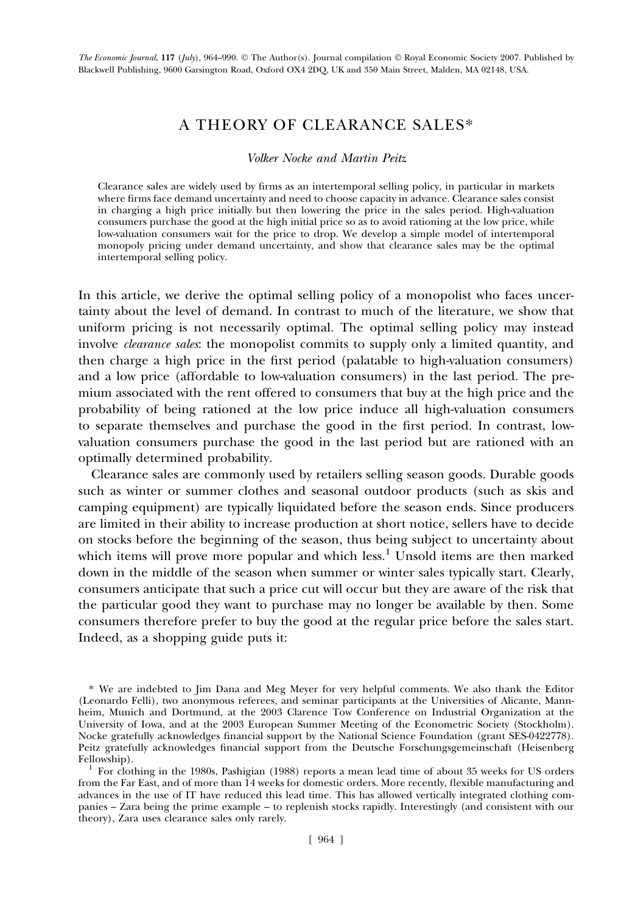# A THEORY OF CLEARANCE SALES*

*Volker Nocke and Martin Peitz*

Clearance sales are widely used by firms as an intertemporal selling policy, in particular in markets where firms face demand uncertainty and need to choose capacity in advance. Clearance sales consist in charging a high price initially but then lowering the price in the sales period. High-valuation consumers purchase the good at the high initial price so as to avoid rationing at the low price, while low-valuation consumers wait for the price to drop. We develop a simple model of intertemporal monopoly pricing under demand uncertainty, and show that clearance sales may be the optimal intertemporal selling policy.

In this article, we derive the optimal selling policy of a monopolist who faces uncertainty about the level of demand. In contrast to much of the literature, we show that uniform pricing is not necessarily optimal. The optimal selling policy may instead involve *clearance sales*: the monopolist commits to supply only a limited quantity, and then charge a high price in the first period (palatable to high-valuation consumers) and a low price (affordable to low-valuation consumers) in the last period. The premium associated with the rent offered to consumers that buy at the high price and the probability of being rationed at the low price induce all high-valuation consumers to separate themselves and purchase the good in the first period. In contrast, low-valuation consumers purchase the good in the last period but are rationed with an optimally determined probability.

Clearance sales are commonly used by retailers selling season goods. Durable goods such as winter or summer clothes and seasonal outdoor products (such as skis and camping equipment) are typically liquidated before the season ends. Since producers are limited in their ability to increase production at short notice, sellers have to decide on stocks before the beginning of the season, thus being subject to uncertainty about which items will prove more popular and which less.[1] Unsold items are then marked down in the middle of the season when summer or winter sales typically start. Clearly, consumers anticipate that such a price cut will occur but they are aware of the risk that the particular good they want to purchase may no longer be available by then. Some consumers therefore prefer to buy the good at the regular price before the sales start. Indeed, as a shopping guide puts it:

---

\* We are indebted to Jim Dana and Meg Meyer for very helpful comments. We also thank the Editor (Leonardo Felli), two anonymous referees, and seminar participants at the Universities of Alicante, Mannheim, Munich and Dortmund, at the 2003 Clarence Tow Conference on Industrial Organization at the University of Iowa, and at the 2003 European Summer Meeting of the Econometric Society (Stockholm). Nocke gratefully acknowledges financial support by the National Science Foundation (grant SES-0422778). Peitz gratefully acknowledges financial support from the Deutsche Forschungsgemeinschaft (Heisenberg Fellowship).

[1] For clothing in the 1980s, Pashigian (1988) reports a mean lead time of about 35 weeks for US orders from the Far East, and of more than 14 weeks for domestic orders. More recently, flexible manufacturing and advances in the use of IT have reduced this lead time. This has allowed vertically integrated clothing companies – Zara being the prime example – to replenish stocks rapidly. Interestingly (and consistent with our theory), Zara uses clearance sales only rarely.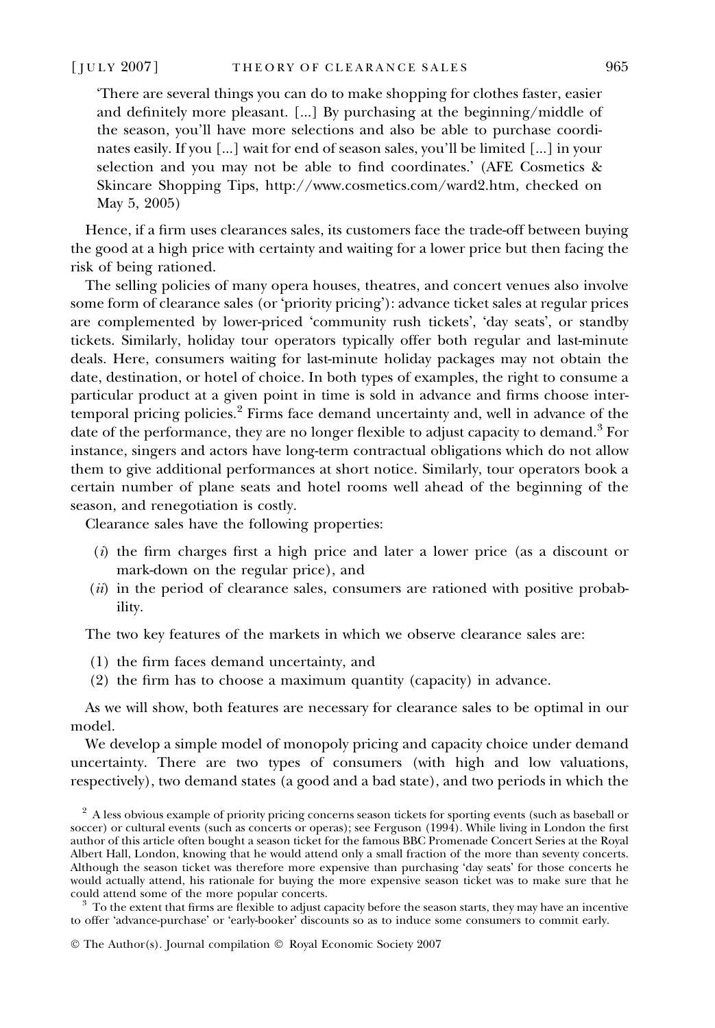'There are several things you can do to make shopping for clothes faster, easier and definitely more pleasant. [...] By purchasing at the beginning/middle of the season, you'll have more selections and also be able to purchase coordinates easily. If you [...] wait for end of season sales, you'll be limited [...] in your selection and you may not be able to find coordinates.' (AFE Cosmetics & Skincare Shopping Tips, http://www.cosmetics.com/ward2.htm, checked on May 5, 2005)

Hence, if a firm uses clearances sales, its customers face the trade-off between buying the good at a high price with certainty and waiting for a lower price but then facing the risk of being rationed.

The selling policies of many opera houses, theatres, and concert venues also involve some form of clearance sales (or 'priority pricing'): advance ticket sales at regular prices are complemented by lower-priced 'community rush tickets', 'day seats', or standby tickets. Similarly, holiday tour operators typically offer both regular and last-minute deals. Here, consumers waiting for last-minute holiday packages may not obtain the date, destination, or hotel of choice. In both types of examples, the right to consume a particular product at a given point in time is sold in advance and firms choose intertemporal pricing policies.[2] Firms face demand uncertainty and, well in advance of the date of the performance, they are no longer flexible to adjust capacity to demand.[3] For instance, singers and actors have long-term contractual obligations which do not allow them to give additional performances at short notice. Similarly, tour operators book a certain number of plane seats and hotel rooms well ahead of the beginning of the season, and renegotiation is costly.

Clearance sales have the following properties:

(*i*) the firm charges first a high price and later a lower price (as a discount or mark-down on the regular price), and

(*ii*) in the period of clearance sales, consumers are rationed with positive probability.

The two key features of the markets in which we observe clearance sales are:

(1) the firm faces demand uncertainty, and

(2) the firm has to choose a maximum quantity (capacity) in advance.

As we will show, both features are necessary for clearance sales to be optimal in our model.

We develop a simple model of monopoly pricing and capacity choice under demand uncertainty. There are two types of consumers (with high and low valuations, respectively), two demand states (a good and a bad state), and two periods in which the

[2] A less obvious example of priority pricing concerns season tickets for sporting events (such as baseball or soccer) or cultural events (such as concerts or operas); see Ferguson (1994). While living in London the first author of this article often bought a season ticket for the famous BBC Promenade Concert Series at the Royal Albert Hall, London, knowing that he would attend only a small fraction of the more than seventy concerts. Although the season ticket was therefore more expensive than purchasing 'day seats' for those concerts he would actually attend, his rationale for buying the more expensive season ticket was to make sure that he could attend some of the more popular concerts.

[3] To the extent that firms are flexible to adjust capacity before the season starts, they may have an incentive to offer 'advance-purchase' or 'early-booker' discounts so as to induce some consumers to commit early.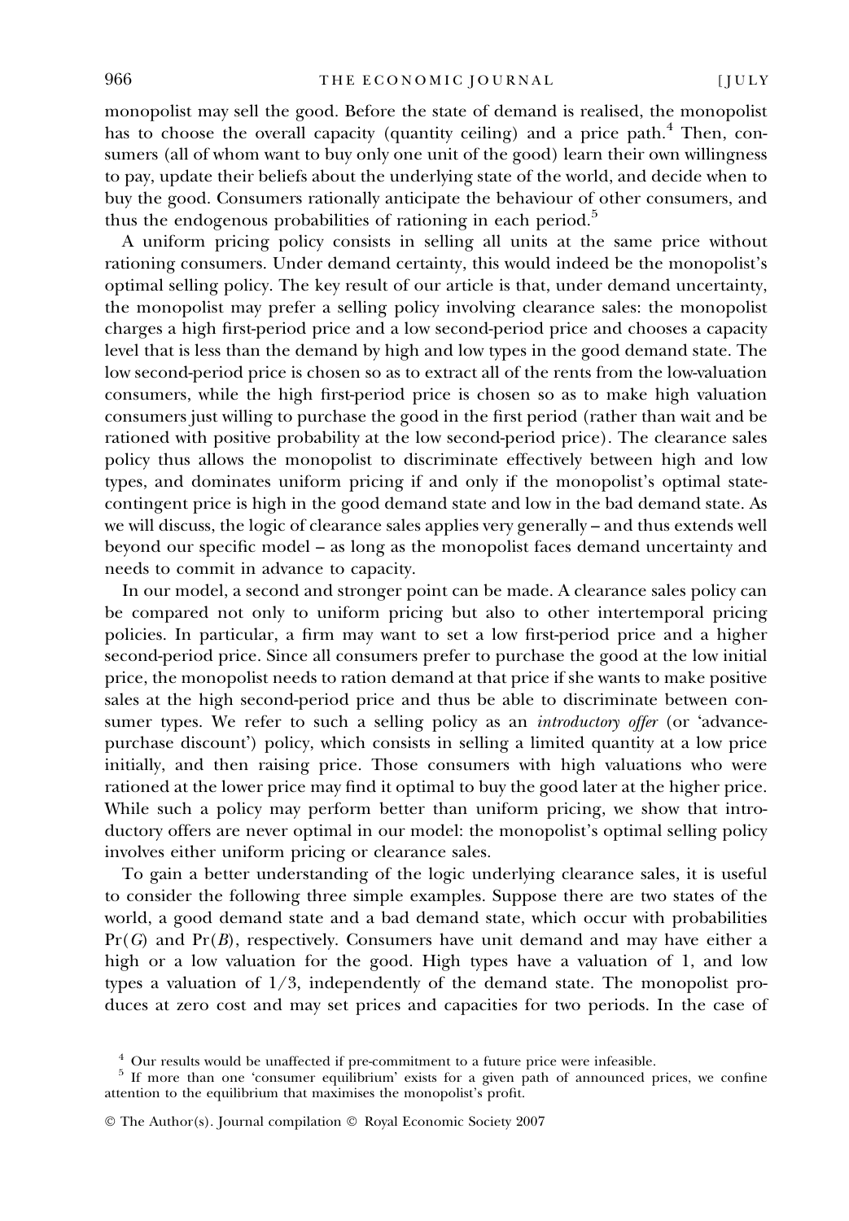monopolist may sell the good. Before the state of demand is realised, the monopolist has to choose the overall capacity (quantity ceiling) and a price path.[4] Then, consumers (all of whom want to buy only one unit of the good) learn their own willingness to pay, update their beliefs about the underlying state of the world, and decide when to buy the good. Consumers rationally anticipate the behaviour of other consumers, and thus the endogenous probabilities of rationing in each period.[5]

A uniform pricing policy consists in selling all units at the same price without rationing consumers. Under demand certainty, this would indeed be the monopolist's optimal selling policy. The key result of our article is that, under demand uncertainty, the monopolist may prefer a selling policy involving clearance sales: the monopolist charges a high first-period price and a low second-period price and chooses a capacity level that is less than the demand by high and low types in the good demand state. The low second-period price is chosen so as to extract all of the rents from the low-valuation consumers, while the high first-period price is chosen so as to make high valuation consumers just willing to purchase the good in the first period (rather than wait and be rationed with positive probability at the low second-period price). The clearance sales policy thus allows the monopolist to discriminate effectively between high and low types, and dominates uniform pricing if and only if the monopolist's optimal state-contingent price is high in the good demand state and low in the bad demand state. As we will discuss, the logic of clearance sales applies very generally – and thus extends well beyond our specific model – as long as the monopolist faces demand uncertainty and needs to commit in advance to capacity.

In our model, a second and stronger point can be made. A clearance sales policy can be compared not only to uniform pricing but also to other intertemporal pricing policies. In particular, a firm may want to set a low first-period price and a higher second-period price. Since all consumers prefer to purchase the good at the low initial price, the monopolist needs to ration demand at that price if she wants to make positive sales at the high second-period price and thus be able to discriminate between consumer types. We refer to such a selling policy as an *introductory offer* (or 'advance-purchase discount') policy, which consists in selling a limited quantity at a low price initially, and then raising price. Those consumers with high valuations who were rationed at the lower price may find it optimal to buy the good later at the higher price. While such a policy may perform better than uniform pricing, we show that introductory offers are never optimal in our model: the monopolist's optimal selling policy involves either uniform pricing or clearance sales.

To gain a better understanding of the logic underlying clearance sales, it is useful to consider the following three simple examples. Suppose there are two states of the world, a good demand state and a bad demand state, which occur with probabilities $\Pr(G)$ and $\Pr(B)$, respectively. Consumers have unit demand and may have either a high or a low valuation for the good. High types have a valuation of 1, and low types a valuation of $1/3$, independently of the demand state. The monopolist produces at zero cost and may set prices and capacities for two periods. In the case of

[4] Our results would be unaffected if pre-commitment to a future price were infeasible.

[5] If more than one 'consumer equilibrium' exists for a given path of announced prices, we confine attention to the equilibrium that maximises the monopolist's profit.

© The Author(s). Journal compilation © Royal Economic Society 2007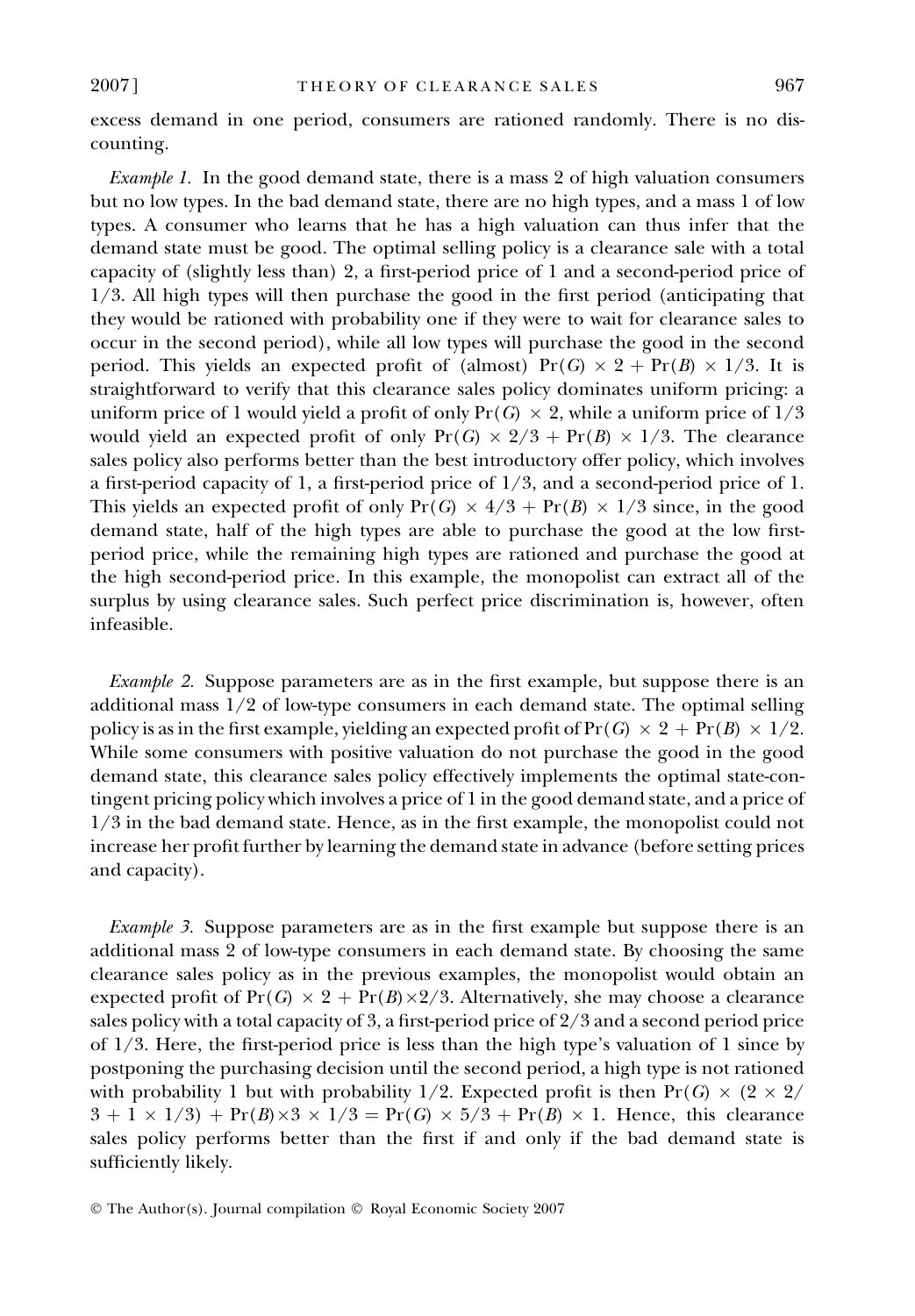excess demand in one period, consumers are rationed randomly. There is no discounting.

*Example 1.* In the good demand state, there is a mass 2 of high valuation consumers but no low types. In the bad demand state, there are no high types, and a mass 1 of low types. A consumer who learns that he has a high valuation can thus infer that the demand state must be good. The optimal selling policy is a clearance sale with a total capacity of (slightly less than) 2, a first-period price of 1 and a second-period price of $1/3$. All high types will then purchase the good in the first period (anticipating that they would be rationed with probability one if they were to wait for clearance sales to occur in the second period), while all low types will purchase the good in the second period. This yields an expected profit of (almost) $\Pr(G) \times 2 + \Pr(B) \times 1/3$. It is straightforward to verify that this clearance sales policy dominates uniform pricing: a uniform price of 1 would yield a profit of only $\Pr(G) \times 2$, while a uniform price of $1/3$ would yield an expected profit of only $\Pr(G) \times 2/3 + \Pr(B) \times 1/3$. The clearance sales policy also performs better than the best introductory offer policy, which involves a first-period capacity of 1, a first-period price of $1/3$, and a second-period price of 1. This yields an expected profit of only $\Pr(G) \times 4/3 + \Pr(B) \times 1/3$ since, in the good demand state, half of the high types are able to purchase the good at the low first-period price, while the remaining high types are rationed and purchase the good at the high second-period price. In this example, the monopolist can extract all of the surplus by using clearance sales. Such perfect price discrimination is, however, often infeasible.

*Example 2.* Suppose parameters are as in the first example, but suppose there is an additional mass $1/2$ of low-type consumers in each demand state. The optimal selling policy is as in the first example, yielding an expected profit of $\Pr(G) \times 2 + \Pr(B) \times 1/2$. While some consumers with positive valuation do not purchase the good in the good demand state, this clearance sales policy effectively implements the optimal state-contingent pricing policy which involves a price of 1 in the good demand state, and a price of $1/3$ in the bad demand state. Hence, as in the first example, the monopolist could not increase her profit further by learning the demand state in advance (before setting prices and capacity).

*Example 3.* Suppose parameters are as in the first example but suppose there is an additional mass 2 of low-type consumers in each demand state. By choosing the same clearance sales policy as in the previous examples, the monopolist would obtain an expected profit of $\Pr(G) \times 2 + \Pr(B) \times 2/3$. Alternatively, she may choose a clearance sales policy with a total capacity of 3, a first-period price of $2/3$ and a second period price of $1/3$. Here, the first-period price is less than the high type's valuation of 1 since by postponing the purchasing decision until the second period, a high type is not rationed with probability 1 but with probability $1/2$. Expected profit is then $\Pr(G) \times (2 \times 2/3 + 1 \times 1/3) + \Pr(B) \times 3 \times 1/3 = \Pr(G) \times 5/3 + \Pr(B) \times 1$. Hence, this clearance sales policy performs better than the first if and only if the bad demand state is sufficiently likely.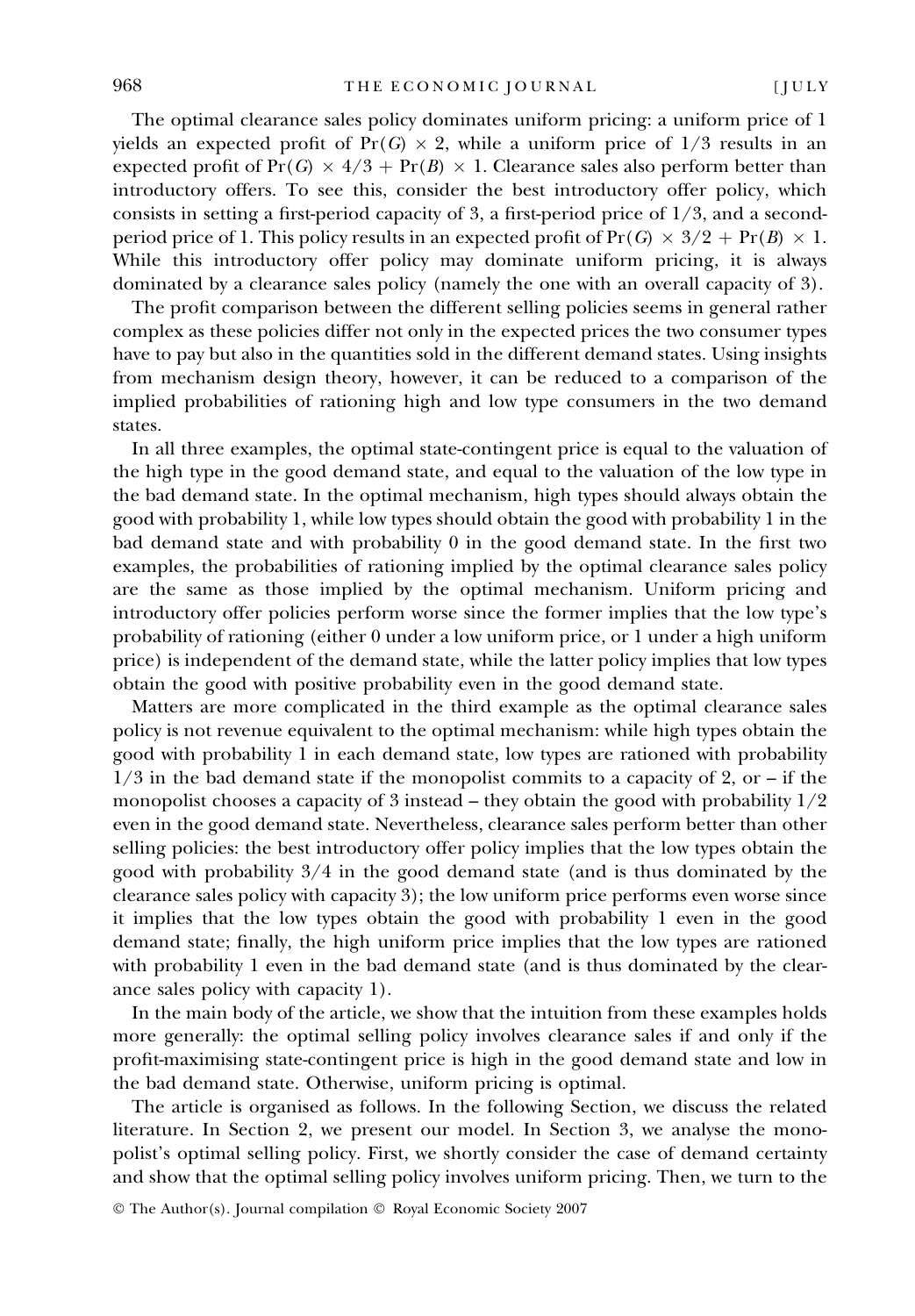The optimal clearance sales policy dominates uniform pricing: a uniform price of 1 yields an expected profit of $\Pr(G) \times 2$, while a uniform price of $1/3$ results in an expected profit of $\Pr(G) \times 4/3 + \Pr(B) \times 1$. Clearance sales also perform better than introductory offers. To see this, consider the best introductory offer policy, which consists in setting a first-period capacity of 3, a first-period price of $1/3$, and a second-period price of 1. This policy results in an expected profit of $\Pr(G) \times 3/2 + \Pr(B) \times 1$. While this introductory offer policy may dominate uniform pricing, it is always dominated by a clearance sales policy (namely the one with an overall capacity of 3).

The profit comparison between the different selling policies seems in general rather complex as these policies differ not only in the expected prices the two consumer types have to pay but also in the quantities sold in the different demand states. Using insights from mechanism design theory, however, it can be reduced to a comparison of the implied probabilities of rationing high and low type consumers in the two demand states.

In all three examples, the optimal state-contingent price is equal to the valuation of the high type in the good demand state, and equal to the valuation of the low type in the bad demand state. In the optimal mechanism, high types should always obtain the good with probability 1, while low types should obtain the good with probability 1 in the bad demand state and with probability 0 in the good demand state. In the first two examples, the probabilities of rationing implied by the optimal clearance sales policy are the same as those implied by the optimal mechanism. Uniform pricing and introductory offer policies perform worse since the former implies that the low type's probability of rationing (either 0 under a low uniform price, or 1 under a high uniform price) is independent of the demand state, while the latter policy implies that low types obtain the good with positive probability even in the good demand state.

Matters are more complicated in the third example as the optimal clearance sales policy is not revenue equivalent to the optimal mechanism: while high types obtain the good with probability 1 in each demand state, low types are rationed with probability $1/3$ in the bad demand state if the monopolist commits to a capacity of 2, or – if the monopolist chooses a capacity of 3 instead – they obtain the good with probability $1/2$ even in the good demand state. Nevertheless, clearance sales perform better than other selling policies: the best introductory offer policy implies that the low types obtain the good with probability $3/4$ in the good demand state (and is thus dominated by the clearance sales policy with capacity 3); the low uniform price performs even worse since it implies that the low types obtain the good with probability 1 even in the good demand state; finally, the high uniform price implies that the low types are rationed with probability 1 even in the bad demand state (and is thus dominated by the clearance sales policy with capacity 1).

In the main body of the article, we show that the intuition from these examples holds more generally: the optimal selling policy involves clearance sales if and only if the profit-maximising state-contingent price is high in the good demand state and low in the bad demand state. Otherwise, uniform pricing is optimal.

The article is organised as follows. In the following Section, we discuss the related literature. In Section 2, we present our model. In Section 3, we analyse the monopolist's optimal selling policy. First, we shortly consider the case of demand certainty and show that the optimal selling policy involves uniform pricing. Then, we turn to the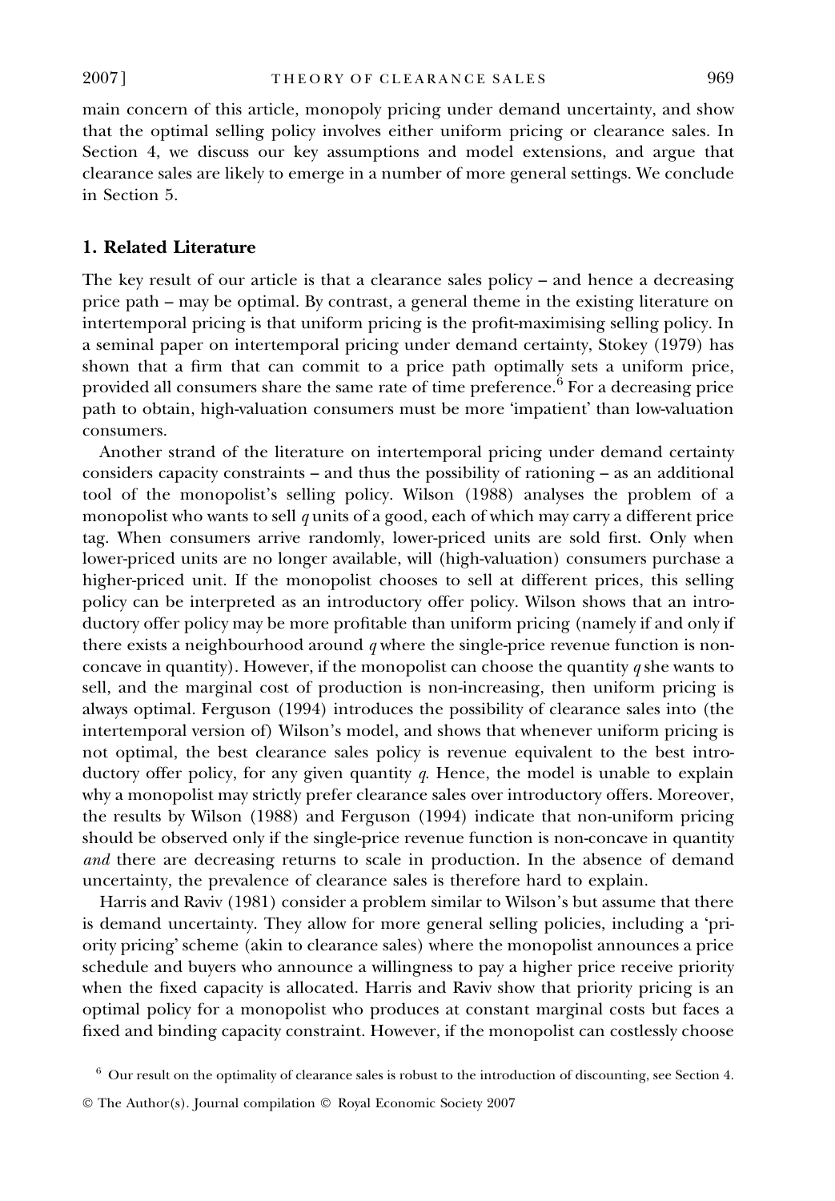main concern of this article, monopoly pricing under demand uncertainty, and show that the optimal selling policy involves either uniform pricing or clearance sales. In Section 4, we discuss our key assumptions and model extensions, and argue that clearance sales are likely to emerge in a number of more general settings. We conclude in Section 5.

## 1. Related Literature

The key result of our article is that a clearance sales policy – and hence a decreasing price path – may be optimal. By contrast, a general theme in the existing literature on intertemporal pricing is that uniform pricing is the profit-maximising selling policy. In a seminal paper on intertemporal pricing under demand certainty, Stokey (1979) has shown that a firm that can commit to a price path optimally sets a uniform price, provided all consumers share the same rate of time preference.[6] For a decreasing price path to obtain, high-valuation consumers must be more 'impatient' than low-valuation consumers.

Another strand of the literature on intertemporal pricing under demand certainty considers capacity constraints – and thus the possibility of rationing – as an additional tool of the monopolist's selling policy. Wilson (1988) analyses the problem of a monopolist who wants to sell $q$ units of a good, each of which may carry a different price tag. When consumers arrive randomly, lower-priced units are sold first. Only when lower-priced units are no longer available, will (high-valuation) consumers purchase a higher-priced unit. If the monopolist chooses to sell at different prices, this selling policy can be interpreted as an introductory offer policy. Wilson shows that an introductory offer policy may be more profitable than uniform pricing (namely if and only if there exists a neighbourhood around $q$ where the single-price revenue function is non-concave in quantity). However, if the monopolist can choose the quantity $q$ she wants to sell, and the marginal cost of production is non-increasing, then uniform pricing is always optimal. Ferguson (1994) introduces the possibility of clearance sales into (the intertemporal version of) Wilson's model, and shows that whenever uniform pricing is not optimal, the best clearance sales policy is revenue equivalent to the best introductory offer policy, for any given quantity $q$. Hence, the model is unable to explain why a monopolist may strictly prefer clearance sales over introductory offers. Moreover, the results by Wilson (1988) and Ferguson (1994) indicate that non-uniform pricing should be observed only if the single-price revenue function is non-concave in quantity *and* there are decreasing returns to scale in production. In the absence of demand uncertainty, the prevalence of clearance sales is therefore hard to explain.

Harris and Raviv (1981) consider a problem similar to Wilson's but assume that there is demand uncertainty. They allow for more general selling policies, including a 'priority pricing' scheme (akin to clearance sales) where the monopolist announces a price schedule and buyers who announce a willingness to pay a higher price receive priority when the fixed capacity is allocated. Harris and Raviv show that priority pricing is an optimal policy for a monopolist who produces at constant marginal costs but faces a fixed and binding capacity constraint. However, if the monopolist can costlessly choose

[6] Our result on the optimality of clearance sales is robust to the introduction of discounting, see Section 4.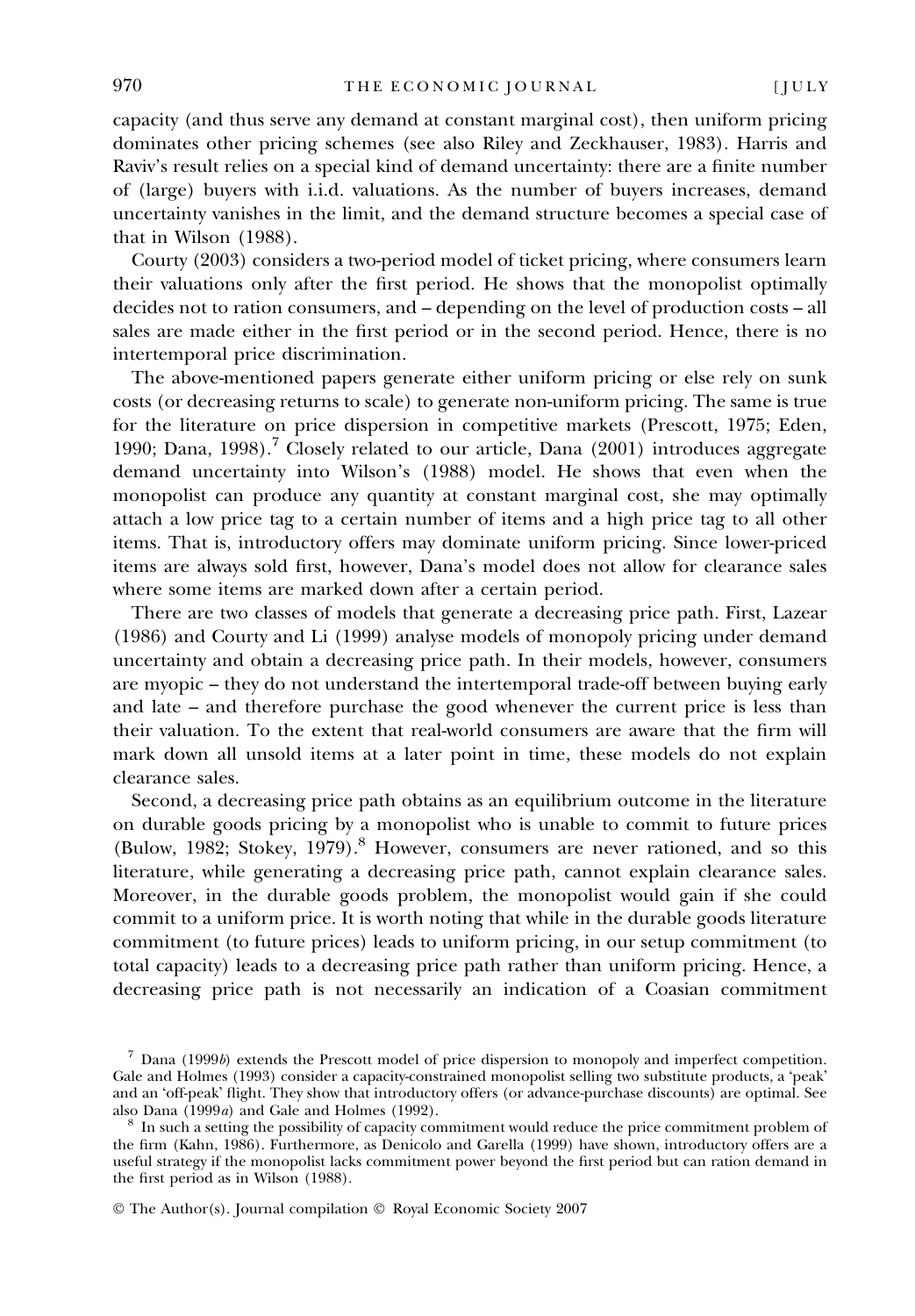capacity (and thus serve any demand at constant marginal cost), then uniform pricing dominates other pricing schemes (see also Riley and Zeckhauser, 1983). Harris and Raviv's result relies on a special kind of demand uncertainty: there are a finite number of (large) buyers with i.i.d. valuations. As the number of buyers increases, demand uncertainty vanishes in the limit, and the demand structure becomes a special case of that in Wilson (1988).

Courty (2003) considers a two-period model of ticket pricing, where consumers learn their valuations only after the first period. He shows that the monopolist optimally decides not to ration consumers, and – depending on the level of production costs – all sales are made either in the first period or in the second period. Hence, there is no intertemporal price discrimination.

The above-mentioned papers generate either uniform pricing or else rely on sunk costs (or decreasing returns to scale) to generate non-uniform pricing. The same is true for the literature on price dispersion in competitive markets (Prescott, 1975; Eden, 1990; Dana, 1998).[7] Closely related to our article, Dana (2001) introduces aggregate demand uncertainty into Wilson's (1988) model. He shows that even when the monopolist can produce any quantity at constant marginal cost, she may optimally attach a low price tag to a certain number of items and a high price tag to all other items. That is, introductory offers may dominate uniform pricing. Since lower-priced items are always sold first, however, Dana's model does not allow for clearance sales where some items are marked down after a certain period.

There are two classes of models that generate a decreasing price path. First, Lazear (1986) and Courty and Li (1999) analyse models of monopoly pricing under demand uncertainty and obtain a decreasing price path. In their models, however, consumers are myopic – they do not understand the intertemporal trade-off between buying early and late – and therefore purchase the good whenever the current price is less than their valuation. To the extent that real-world consumers are aware that the firm will mark down all unsold items at a later point in time, these models do not explain clearance sales.

Second, a decreasing price path obtains as an equilibrium outcome in the literature on durable goods pricing by a monopolist who is unable to commit to future prices (Bulow, 1982; Stokey, 1979).[8] However, consumers are never rationed, and so this literature, while generating a decreasing price path, cannot explain clearance sales. Moreover, in the durable goods problem, the monopolist would gain if she could commit to a uniform price. It is worth noting that while in the durable goods literature commitment (to future prices) leads to uniform pricing, in our setup commitment (to total capacity) leads to a decreasing price path rather than uniform pricing. Hence, a decreasing price path is not necessarily an indication of a Coasian commitment

[7] Dana (1999*b*) extends the Prescott model of price dispersion to monopoly and imperfect competition. Gale and Holmes (1993) consider a capacity-constrained monopolist selling two substitute products, a 'peak' and an 'off-peak' flight. They show that introductory offers (or advance-purchase discounts) are optimal. See also Dana (1999*a*) and Gale and Holmes (1992).

[8] In such a setting the possibility of capacity commitment would reduce the price commitment problem of the firm (Kahn, 1986). Furthermore, as Denicolo and Garella (1999) have shown, introductory offers are a useful strategy if the monopolist lacks commitment power beyond the first period but can ration demand in the first period as in Wilson (1988).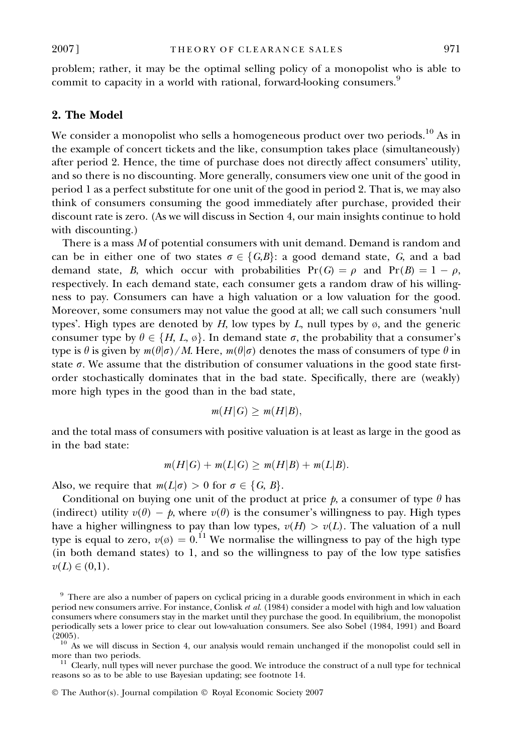problem; rather, it may be the optimal selling policy of a monopolist who is able to commit to capacity in a world with rational, forward-looking consumers.[9]

## 2. The Model

We consider a monopolist who sells a homogeneous product over two periods.[10] As in the example of concert tickets and the like, consumption takes place (simultaneously) after period 2. Hence, the time of purchase does not directly affect consumers' utility, and so there is no discounting. More generally, consumers view one unit of the good in period 1 as a perfect substitute for one unit of the good in period 2. That is, we may also think of consumers consuming the good immediately after purchase, provided their discount rate is zero. (As we will discuss in Section 4, our main insights continue to hold with discounting.)

There is a mass $M$ of potential consumers with unit demand. Demand is random and can be in either one of two states $\sigma \in \{G,B\}$: a good demand state, $G$, and a bad demand state, $B$, which occur with probabilities $\Pr(G) = \rho$ and $\Pr(B) = 1 - \rho$, respectively. In each demand state, each consumer gets a random draw of his willingness to pay. Consumers can have a high valuation or a low valuation for the good. Moreover, some consumers may not value the good at all; we call such consumers 'null types'. High types are denoted by $H$, low types by $L$, null types by $\emptyset$, and the generic consumer type by $\theta \in \{H, L, \emptyset\}$. In demand state $\sigma$, the probability that a consumer's type is $\theta$ is given by $m(\theta|\sigma)/M$. Here, $m(\theta|\sigma)$ denotes the mass of consumers of type $\theta$ in state $\sigma$. We assume that the distribution of consumer valuations in the good state first-order stochastically dominates that in the bad state. Specifically, there are (weakly) more high types in the good than in the bad state,

$$m(H|G) \geq m(H|B),$$

and the total mass of consumers with positive valuation is at least as large in the good as in the bad state:

$$m(H|G) + m(L|G) \geq m(H|B) + m(L|B).$$

Also, we require that $m(L|\sigma) > 0$ for $\sigma \in \{G, B\}$.

Conditional on buying one unit of the product at price $p$, a consumer of type $\theta$ has (indirect) utility $v(\theta) - p$, where $v(\theta)$ is the consumer's willingness to pay. High types have a higher willingness to pay than low types, $v(H) > v(L)$. The valuation of a null type is equal to zero, $v(\emptyset) = 0$.[11] We normalise the willingness to pay of the high type (in both demand states) to 1, and so the willingness to pay of the low type satisfies $v(L) \in (0,1)$.

[9] There are also a number of papers on cyclical pricing in a durable goods environment in which in each period new consumers arrive. For instance, Conlisk *et al.* (1984) consider a model with high and low valuation consumers where consumers stay in the market until they purchase the good. In equilibrium, the monopolist periodically sets a lower price to clear out low-valuation consumers. See also Sobel (1984, 1991) and Board (2005).

[10] As we will discuss in Section 4, our analysis would remain unchanged if the monopolist could sell in more than two periods.

[11] Clearly, null types will never purchase the good. We introduce the construct of a null type for technical reasons so as to be able to use Bayesian updating; see footnote 14.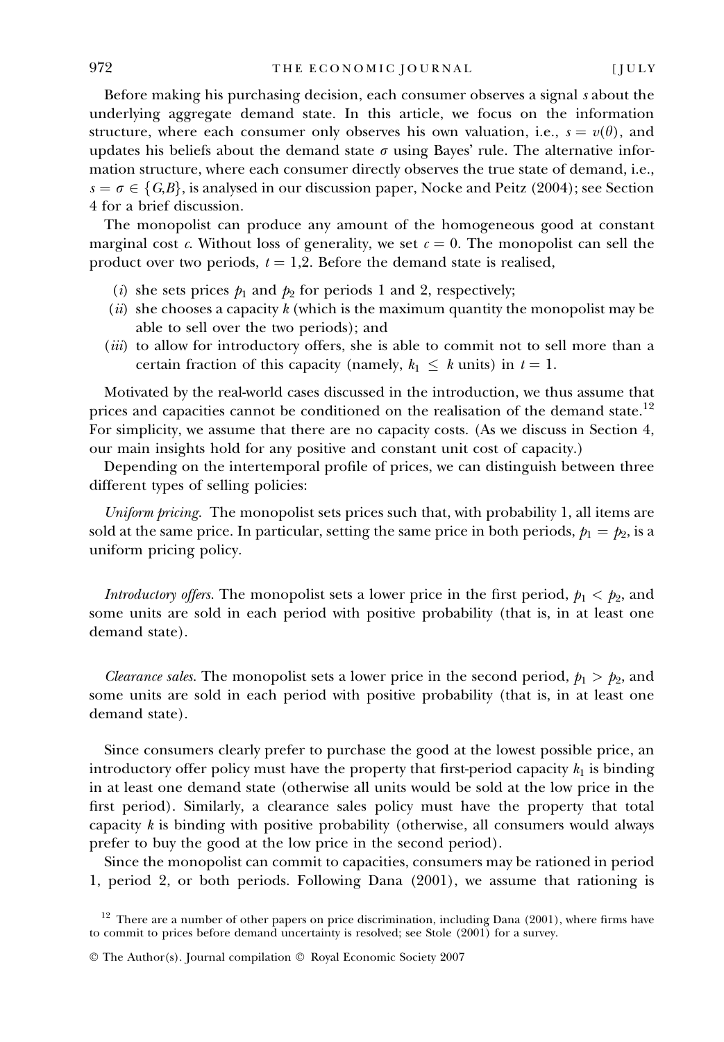Before making his purchasing decision, each consumer observes a signal $s$ about the underlying aggregate demand state. In this article, we focus on the information structure, where each consumer only observes his own valuation, i.e., $s = v(\theta)$, and updates his beliefs about the demand state $\sigma$ using Bayes' rule. The alternative information structure, where each consumer directly observes the true state of demand, i.e., $s = \sigma \in \{G,B\}$, is analysed in our discussion paper, Nocke and Peitz (2004); see Section 4 for a brief discussion.

The monopolist can produce any amount of the homogeneous good at constant marginal cost $c$. Without loss of generality, we set $c = 0$. The monopolist can sell the product over two periods, $t = 1,2$. Before the demand state is realised,

(*i*) she sets prices $p_1$ and $p_2$ for periods 1 and 2, respectively;
(*ii*) she chooses a capacity $k$ (which is the maximum quantity the monopolist may be able to sell over the two periods); and
(*iii*) to allow for introductory offers, she is able to commit not to sell more than a certain fraction of this capacity (namely, $k_1 \leq k$ units) in $t = 1$.

Motivated by the real-world cases discussed in the introduction, we thus assume that prices and capacities cannot be conditioned on the realisation of the demand state.[12] For simplicity, we assume that there are no capacity costs. (As we discuss in Section 4, our main insights hold for any positive and constant unit cost of capacity.)

Depending on the intertemporal profile of prices, we can distinguish between three different types of selling policies:

*Uniform pricing.* The monopolist sets prices such that, with probability 1, all items are sold at the same price. In particular, setting the same price in both periods, $p_1 = p_2$, is a uniform pricing policy.

*Introductory offers.* The monopolist sets a lower price in the first period, $p_1 < p_2$, and some units are sold in each period with positive probability (that is, in at least one demand state).

*Clearance sales.* The monopolist sets a lower price in the second period, $p_1 > p_2$, and some units are sold in each period with positive probability (that is, in at least one demand state).

Since consumers clearly prefer to purchase the good at the lowest possible price, an introductory offer policy must have the property that first-period capacity $k_1$ is binding in at least one demand state (otherwise all units would be sold at the low price in the first period). Similarly, a clearance sales policy must have the property that total capacity $k$ is binding with positive probability (otherwise, all consumers would always prefer to buy the good at the low price in the second period).

Since the monopolist can commit to capacities, consumers may be rationed in period 1, period 2, or both periods. Following Dana (2001), we assume that rationing is

[12] There are a number of other papers on price discrimination, including Dana (2001), where firms have to commit to prices before demand uncertainty is resolved; see Stole (2001) for a survey.

© The Author(s). Journal compilation © Royal Economic Society 2007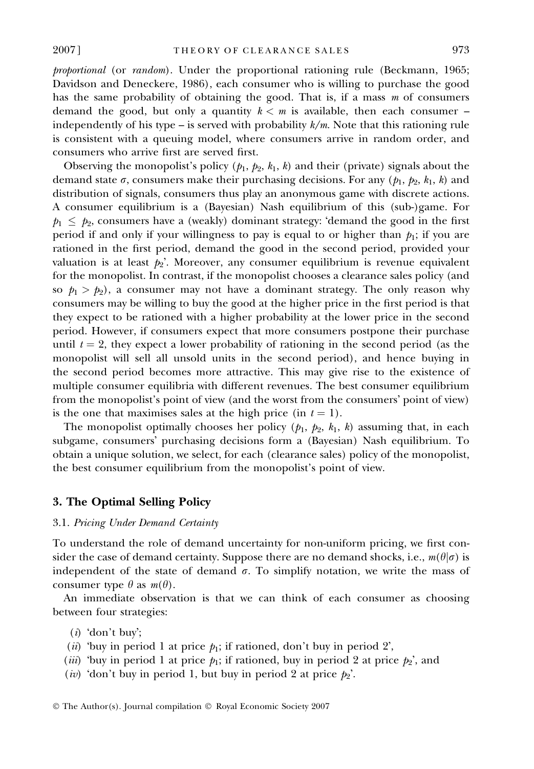*proportional* (or *random*). Under the proportional rationing rule (Beckmann, 1965; Davidson and Deneckere, 1986), each consumer who is willing to purchase the good has the same probability of obtaining the good. That is, if a mass $m$ of consumers demand the good, but only a quantity $k < m$ is available, then each consumer – independently of his type – is served with probability $k/m$. Note that this rationing rule is consistent with a queuing model, where consumers arrive in random order, and consumers who arrive first are served first.

Observing the monopolist's policy $(p_1, p_2, k_1, k)$ and their (private) signals about the demand state $\sigma$, consumers make their purchasing decisions. For any $(p_1, p_2, k_1, k)$ and distribution of signals, consumers thus play an anonymous game with discrete actions. A consumer equilibrium is a (Bayesian) Nash equilibrium of this (sub-)game. For $p_1 \leq p_2$, consumers have a (weakly) dominant strategy: 'demand the good in the first period if and only if your willingness to pay is equal to or higher than $p_1$; if you are rationed in the first period, demand the good in the second period, provided your valuation is at least $p_2$'. Moreover, any consumer equilibrium is revenue equivalent for the monopolist. In contrast, if the monopolist chooses a clearance sales policy (and so $p_1 > p_2$), a consumer may not have a dominant strategy. The only reason why consumers may be willing to buy the good at the higher price in the first period is that they expect to be rationed with a higher probability at the lower price in the second period. However, if consumers expect that more consumers postpone their purchase until $t = 2$, they expect a lower probability of rationing in the second period (as the monopolist will sell all unsold units in the second period), and hence buying in the second period becomes more attractive. This may give rise to the existence of multiple consumer equilibria with different revenues. The best consumer equilibrium from the monopolist's point of view (and the worst from the consumers' point of view) is the one that maximises sales at the high price (in $t = 1$).

The monopolist optimally chooses her policy $(p_1, p_2, k_1, k)$ assuming that, in each subgame, consumers' purchasing decisions form a (Bayesian) Nash equilibrium. To obtain a unique solution, we select, for each (clearance sales) policy of the monopolist, the best consumer equilibrium from the monopolist's point of view.

## 3. The Optimal Selling Policy

### 3.1. *Pricing Under Demand Certainty*

To understand the role of demand uncertainty for non-uniform pricing, we first consider the case of demand certainty. Suppose there are no demand shocks, i.e., $m(\theta|\sigma)$ is independent of the state of demand $\sigma$. To simplify notation, we write the mass of consumer type $\theta$ as $m(\theta)$.

An immediate observation is that we can think of each consumer as choosing between four strategies:

(*i*) 'don't buy';

(*ii*) 'buy in period 1 at price $p_1$; if rationed, don't buy in period 2',

(*iii*) 'buy in period 1 at price $p_1$; if rationed, buy in period 2 at price $p_2$', and

(*iv*) 'don't buy in period 1, but buy in period 2 at price $p_2$'.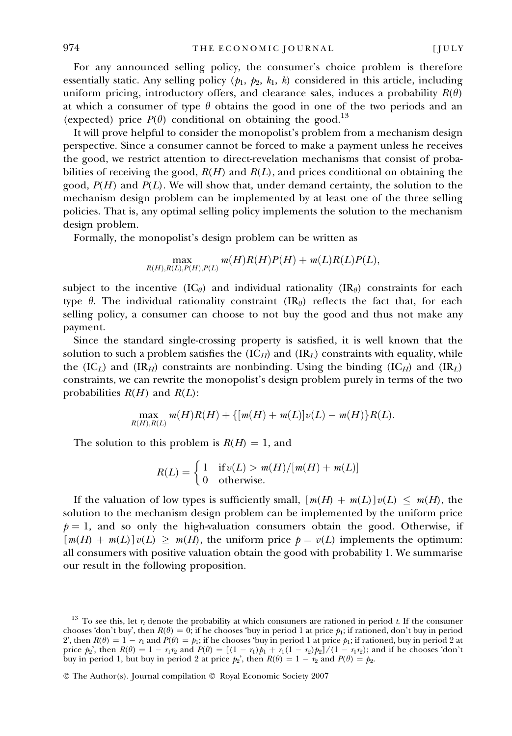For any announced selling policy, the consumer's choice problem is therefore essentially static. Any selling policy ($p_1$, $p_2$, $k_1$, $k$) considered in this article, including uniform pricing, introductory offers, and clearance sales, induces a probability $R(\theta)$ at which a consumer of type $\theta$ obtains the good in one of the two periods and an (expected) price $P(\theta)$ conditional on obtaining the good.[13]

It will prove helpful to consider the monopolist's problem from a mechanism design perspective. Since a consumer cannot be forced to make a payment unless he receives the good, we restrict attention to direct-revelation mechanisms that consist of probabilities of receiving the good, $R(H)$ and $R(L)$, and prices conditional on obtaining the good, $P(H)$ and $P(L)$. We will show that, under demand certainty, the solution to the mechanism design problem can be implemented by at least one of the three selling policies. That is, any optimal selling policy implements the solution to the mechanism design problem.

Formally, the monopolist's design problem can be written as

$$\max_{R(H),R(L),P(H),P(L)} m(H)R(H)P(H) + m(L)R(L)P(L),$$

subject to the incentive ($\text{IC}_\theta$) and individual rationality ($\text{IR}_\theta$) constraints for each type $\theta$. The individual rationality constraint ($\text{IR}_\theta$) reflects the fact that, for each selling policy, a consumer can choose to not buy the good and thus not make any payment.

Since the standard single-crossing property is satisfied, it is well known that the solution to such a problem satisfies the ($\text{IC}_H$) and ($\text{IR}_L$) constraints with equality, while the ($\text{IC}_L$) and ($\text{IR}_H$) constraints are nonbinding. Using the binding ($\text{IC}_H$) and ($\text{IR}_L$) constraints, we can rewrite the monopolist's design problem purely in terms of the two probabilities $R(H)$ and $R(L)$:

$$\max_{R(H),R(L)} m(H)R(H) + \{[m(H) + m(L)]v(L) - m(H)\}R(L).$$

The solution to this problem is $R(H) = 1$, and

$$R(L) = \begin{cases} 1 & \text{if } v(L) > m(H)/[m(H) + m(L)] \\ 0 & \text{otherwise.} \end{cases}$$

If the valuation of low types is sufficiently small, $[m(H) + m(L)]v(L) \leq m(H)$, the solution to the mechanism design problem can be implemented by the uniform price $p = 1$, and so only the high-valuation consumers obtain the good. Otherwise, if $[m(H) + m(L)]v(L) \geq m(H)$, the uniform price $p = v(L)$ implements the optimum: all consumers with positive valuation obtain the good with probability 1. We summarise our result in the following proposition.

[13] To see this, let $r_t$ denote the probability at which consumers are rationed in period $t$. If the consumer chooses 'don't buy', then $R(\theta) = 0$; if he chooses 'buy in period 1 at price $p_1$; if rationed, don't buy in period 2', then $R(\theta) = 1 - r_1$ and $P(\theta) = p_1$; if he chooses 'buy in period 1 at price $p_1$; if rationed, buy in period 2 at price $p_2$', then $R(\theta) = 1 - r_1 r_2$ and $P(\theta) = [(1 - r_1)p_1 + r_1(1 - r_2)p_2]/(1 - r_1 r_2)$; and if he chooses 'don't buy in period 1, but buy in period 2 at price $p_2$', then $R(\theta) = 1 - r_2$ and $P(\theta) = p_2$.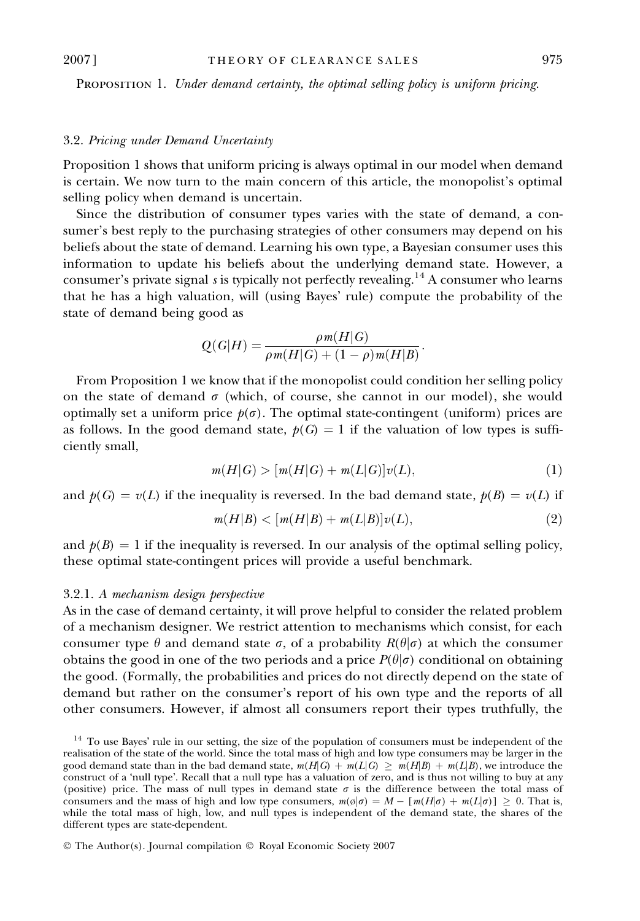**Proposition** 1. *Under demand certainty, the optimal selling policy is uniform pricing.*

### 3.2. *Pricing under Demand Uncertainty*

Proposition 1 shows that uniform pricing is always optimal in our model when demand is certain. We now turn to the main concern of this article, the monopolist's optimal selling policy when demand is uncertain.

Since the distribution of consumer types varies with the state of demand, a consumer's best reply to the purchasing strategies of other consumers may depend on his beliefs about the state of demand. Learning his own type, a Bayesian consumer uses this information to update his beliefs about the underlying demand state. However, a consumer's private signal $s$ is typically not perfectly revealing.[14] A consumer who learns that he has a high valuation, will (using Bayes' rule) compute the probability of the state of demand being good as

$$Q(G|H) = \frac{\rho m(H|G)}{\rho m(H|G) + (1-\rho) m(H|B)}.$$

From Proposition 1 we know that if the monopolist could condition her selling policy on the state of demand $\sigma$ (which, of course, she cannot in our model), she would optimally set a uniform price $p(\sigma)$. The optimal state-contingent (uniform) prices are as follows. In the good demand state, $p(G) = 1$ if the valuation of low types is sufficiently small,

$$m(H|G) > [m(H|G) + m(L|G)]v(L), \tag{1}$$

and $p(G) = v(L)$ if the inequality is reversed. In the bad demand state, $p(B) = v(L)$ if

$$m(H|B) < [m(H|B) + m(L|B)]v(L), \tag{2}$$

and $p(B) = 1$ if the inequality is reversed. In our analysis of the optimal selling policy, these optimal state-contingent prices will provide a useful benchmark.

#### 3.2.1. *A mechanism design perspective*

As in the case of demand certainty, it will prove helpful to consider the related problem of a mechanism designer. We restrict attention to mechanisms which consist, for each consumer type $\theta$ and demand state $\sigma$, of a probability $R(\theta|\sigma)$ at which the consumer obtains the good in one of the two periods and a price $P(\theta|\sigma)$ conditional on obtaining the good. (Formally, the probabilities and prices do not directly depend on the state of demand but rather on the consumer's report of his own type and the reports of all other consumers. However, if almost all consumers report their types truthfully, the

[14] To use Bayes' rule in our setting, the size of the population of consumers must be independent of the realisation of the state of the world. Since the total mass of high and low type consumers may be larger in the good demand state than in the bad demand state, $m(H|G) + m(L|G) \geq m(H|B) + m(L|B)$, we introduce the construct of a 'null type'. Recall that a null type has a valuation of zero, and is thus not willing to buy at any (positive) price. The mass of null types in demand state $\sigma$ is the difference between the total mass of consumers and the mass of high and low type consumers, $m(\emptyset|\sigma) = M - [m(H|\sigma) + m(L|\sigma)] \geq 0$. That is, while the total mass of high, low, and null types is independent of the demand state, the shares of the different types are state-dependent.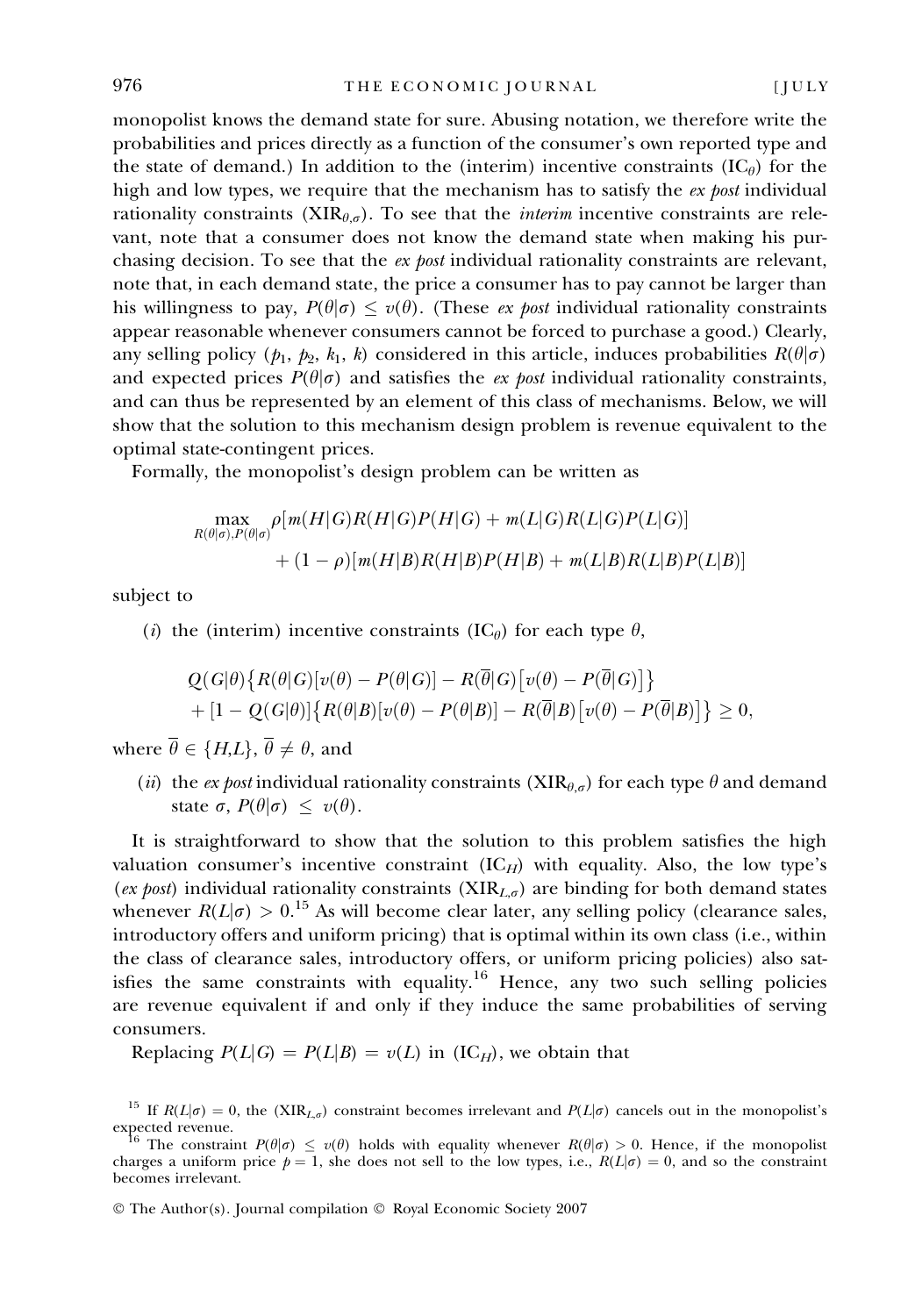monopolist knows the demand state for sure. Abusing notation, we therefore write the probabilities and prices directly as a function of the consumer's own reported type and the state of demand.) In addition to the (interim) incentive constraints ($\text{IC}_\theta$) for the high and low types, we require that the mechanism has to satisfy the *ex post* individual rationality constraints ($\text{XIR}_{\theta,\sigma}$). To see that the *interim* incentive constraints are relevant, note that a consumer does not know the demand state when making his purchasing decision. To see that the *ex post* individual rationality constraints are relevant, note that, in each demand state, the price a consumer has to pay cannot be larger than his willingness to pay, $P(\theta|\sigma) \leq v(\theta)$. (These *ex post* individual rationality constraints appear reasonable whenever consumers cannot be forced to purchase a good.) Clearly, any selling policy ($p_1$, $p_2$, $k_1$, $k$) considered in this article, induces probabilities $R(\theta|\sigma)$ and expected prices $P(\theta|\sigma)$ and satisfies the *ex post* individual rationality constraints, and can thus be represented by an element of this class of mechanisms. Below, we will show that the solution to this mechanism design problem is revenue equivalent to the optimal state-contingent prices.

Formally, the monopolist's design problem can be written as

$$\max_{R(\theta|\sigma),P(\theta|\sigma)} \rho[m(H|G)R(H|G)P(H|G) + m(L|G)R(L|G)P(L|G)] + (1-\rho)[m(H|B)R(H|B)P(H|B) + m(L|B)R(L|B)P(L|B)]$$

subject to

(*i*) the (interim) incentive constraints ($\text{IC}_\theta$) for each type $\theta$,

$$Q(G|\theta)\left\{R(\theta|G)[v(\theta) - P(\theta|G)] - R(\overline{\theta}|G)\left[v(\theta) - P(\overline{\theta}|G)\right]\right\} + [1 - Q(G|\theta)]\left\{R(\theta|B)[v(\theta) - P(\theta|B)] - R(\overline{\theta}|B)\left[v(\theta) - P(\overline{\theta}|B)\right]\right\} \geq 0,$$

where $\overline{\theta} \in \{H,L\}$, $\overline{\theta} \neq \theta$, and

(*ii*) the *ex post* individual rationality constraints ($\text{XIR}_{\theta,\sigma}$) for each type $\theta$ and demand state $\sigma$, $P(\theta|\sigma) \leq v(\theta)$.

It is straightforward to show that the solution to this problem satisfies the high valuation consumer's incentive constraint ($\text{IC}_H$) with equality. Also, the low type's (*ex post*) individual rationality constraints ($\text{XIR}_{L,\sigma}$) are binding for both demand states whenever $R(L|\sigma) > 0$.[15] As will become clear later, any selling policy (clearance sales, introductory offers and uniform pricing) that is optimal within its own class (i.e., within the class of clearance sales, introductory offers, or uniform pricing policies) also satisfies the same constraints with equality.[16] Hence, any two such selling policies are revenue equivalent if and only if they induce the same probabilities of serving consumers.

Replacing $P(L|G) = P(L|B) = v(L)$ in ($\text{IC}_H$), we obtain that

[15] If $R(L|\sigma) = 0$, the ($\text{XIR}_{L,\sigma}$) constraint becomes irrelevant and $P(L|\sigma)$ cancels out in the monopolist's expected revenue.

[16] The constraint $P(\theta|\sigma) \leq v(\theta)$ holds with equality whenever $R(\theta|\sigma) > 0$. Hence, if the monopolist charges a uniform price $p = 1$, she does not sell to the low types, i.e., $R(L|\sigma) = 0$, and so the constraint becomes irrelevant.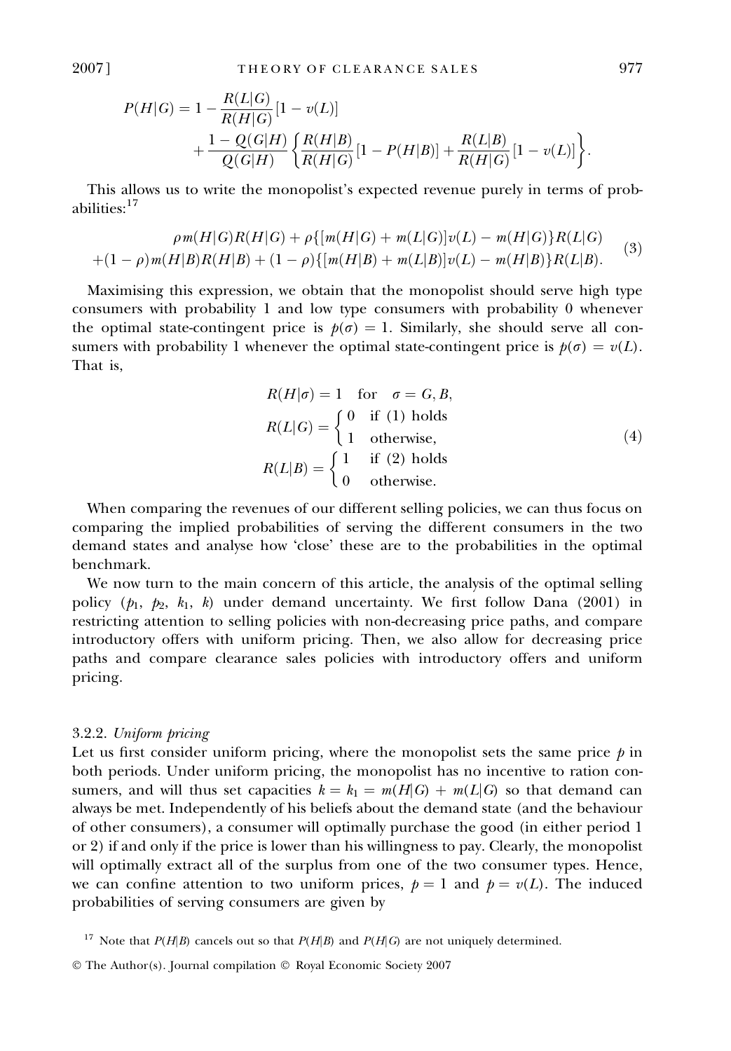$$P(H|G) = 1 - \frac{R(L|G)}{R(H|G)}[1 - v(L)] + \frac{1 - Q(G|H)}{Q(G|H)}\left\{\frac{R(H|B)}{R(H|G)}[1 - P(H|B)] + \frac{R(L|B)}{R(H|G)}[1 - v(L)]\right\}.$$

This allows us to write the monopolist's expected revenue purely in terms of probabilities:[17]

$$\begin{aligned} &\rho m(H|G)R(H|G) + \rho\{[m(H|G) + m(L|G)]v(L) - m(H|G)\}R(L|G) \\ &+(1-\rho)m(H|B)R(H|B) + (1-\rho)\{[m(H|B) + m(L|B)]v(L) - m(H|B)\}R(L|B). \end{aligned} \tag{3}$$

Maximising this expression, we obtain that the monopolist should serve high type consumers with probability 1 and low type consumers with probability 0 whenever the optimal state-contingent price is $p(\sigma) = 1$. Similarly, she should serve all consumers with probability 1 whenever the optimal state-contingent price is $p(\sigma) = v(L)$. That is,

$$\begin{aligned} R(H|\sigma) &= 1 \quad \text{for} \quad \sigma = G, B, \\ R(L|G) &= \begin{cases} 0 & \text{if (1) holds} \\ 1 & \text{otherwise,} \end{cases} \\ R(L|B) &= \begin{cases} 1 & \text{if (2) holds} \\ 0 & \text{otherwise.} \end{cases} \end{aligned} \tag{4}$$

When comparing the revenues of our different selling policies, we can thus focus on comparing the implied probabilities of serving the different consumers in the two demand states and analyse how 'close' these are to the probabilities in the optimal benchmark.

We now turn to the main concern of this article, the analysis of the optimal selling policy ($p_1$, $p_2$, $k_1$, $k$) under demand uncertainty. We first follow Dana (2001) in restricting attention to selling policies with non-decreasing price paths, and compare introductory offers with uniform pricing. Then, we also allow for decreasing price paths and compare clearance sales policies with introductory offers and uniform pricing.

### 3.2.2. *Uniform pricing*

Let us first consider uniform pricing, where the monopolist sets the same price $p$ in both periods. Under uniform pricing, the monopolist has no incentive to ration consumers, and will thus set capacities $k = k_1 = m(H|G) + m(L|G)$ so that demand can always be met. Independently of his beliefs about the demand state (and the behaviour of other consumers), a consumer will optimally purchase the good (in either period 1 or 2) if and only if the price is lower than his willingness to pay. Clearly, the monopolist will optimally extract all of the surplus from one of the two consumer types. Hence, we can confine attention to two uniform prices, $p = 1$ and $p = v(L)$. The induced probabilities of serving consumers are given by

[17] Note that $P(H|B)$ cancels out so that $P(H|B)$ and $P(H|G)$ are not uniquely determined.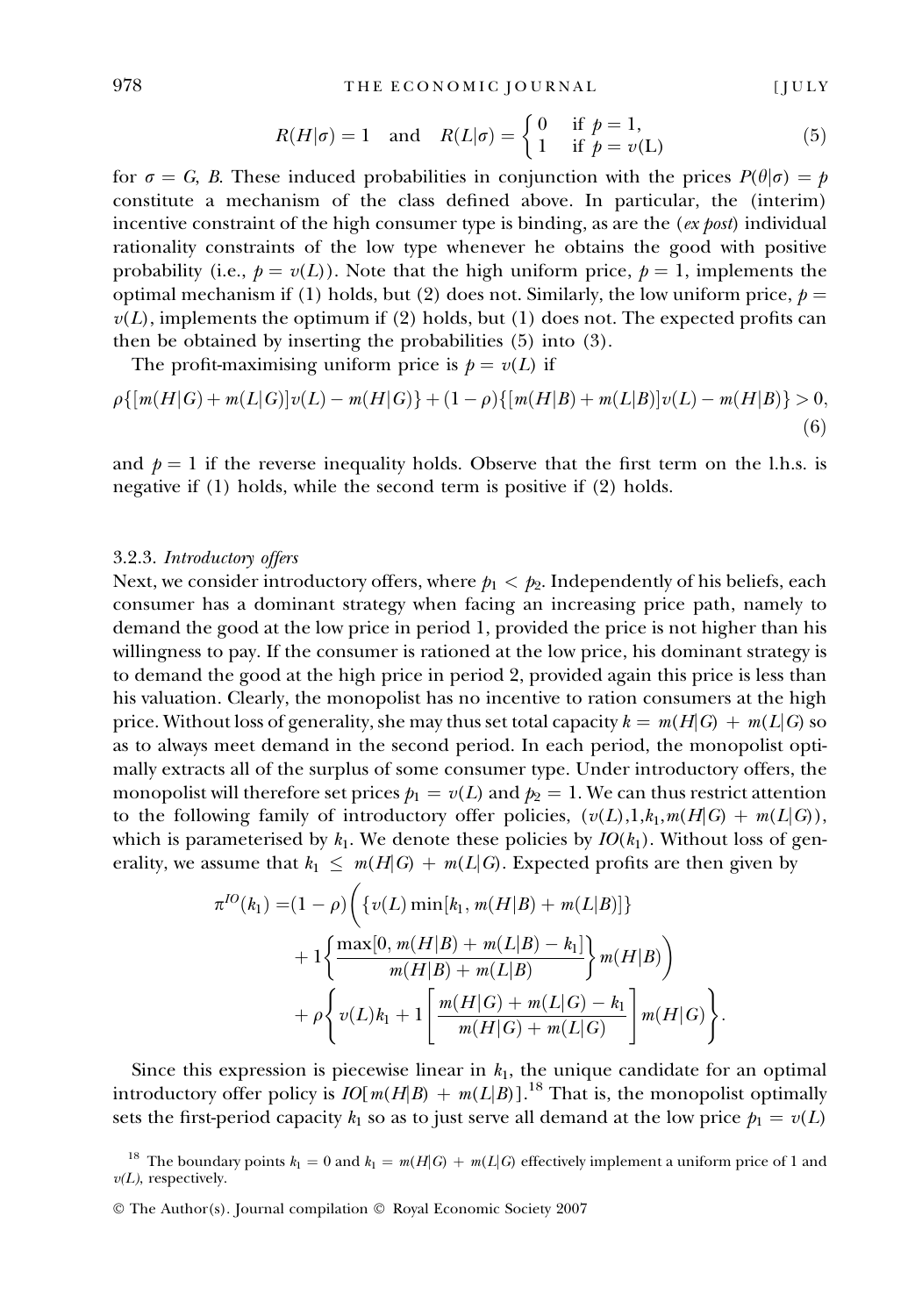$$R(H|\sigma) = 1 \quad \text{and} \quad R(L|\sigma) = \begin{cases} 0 & \text{if } p = 1, \\ 1 & \text{if } p = v(\text{L}) \end{cases} \tag{5}$$

for $\sigma = G, B$. These induced probabilities in conjunction with the prices $P(\theta|\sigma) = p$ constitute a mechanism of the class defined above. In particular, the (interim) incentive constraint of the high consumer type is binding, as are the (*ex post*) individual rationality constraints of the low type whenever he obtains the good with positive probability (i.e., $p = v(L)$). Note that the high uniform price, $p = 1$, implements the optimal mechanism if (1) holds, but (2) does not. Similarly, the low uniform price, $p = v(L)$, implements the optimum if (2) holds, but (1) does not. The expected profits can then be obtained by inserting the probabilities (5) into (3).

The profit-maximising uniform price is $p = v(L)$ if

$$\rho\{[m(H|G) + m(L|G)]v(L) - m(H|G)\} + (1-\rho)\{[m(H|B) + m(L|B)]v(L) - m(H|B)\} > 0, \tag{6}$$

and $p = 1$ if the reverse inequality holds. Observe that the first term on the l.h.s. is negative if (1) holds, while the second term is positive if (2) holds.

### 3.2.3. *Introductory offers*

Next, we consider introductory offers, where $p_1 < p_2$. Independently of his beliefs, each consumer has a dominant strategy when facing an increasing price path, namely to demand the good at the low price in period 1, provided the price is not higher than his willingness to pay. If the consumer is rationed at the low price, his dominant strategy is to demand the good at the high price in period 2, provided again this price is less than his valuation. Clearly, the monopolist has no incentive to ration consumers at the high price. Without loss of generality, she may thus set total capacity $k = m(H|G) + m(L|G)$ so as to always meet demand in the second period. In each period, the monopolist optimally extracts all of the surplus of some consumer type. Under introductory offers, the monopolist will therefore set prices $p_1 = v(L)$ and $p_2 = 1$. We can thus restrict attention to the following family of introductory offer policies, $(v(L), 1, k_1, m(H|G) + m(L|G))$, which is parameterised by $k_1$. We denote these policies by $IO(k_1)$. Without loss of generality, we assume that $k_1 \leq m(H|G) + m(L|G)$. Expected profits are then given by

$$\begin{aligned}\pi^{IO}(k_1) =& (1-\rho)\left(\{v(L)\min[k_1, m(H|B) + m(L|B)]\}\right.\\ &\left. + 1\left\{\frac{\max[0, m(H|B) + m(L|B) - k_1]}{m(H|B) + m(L|B)}\right\}m(H|B)\right)\\ &+ \rho\left\{v(L)k_1 + 1\left[\frac{m(H|G) + m(L|G) - k_1}{m(H|G) + m(L|G)}\right]m(H|G)\right\}.\end{aligned}$$

Since this expression is piecewise linear in $k_1$, the unique candidate for an optimal introductory offer policy is $IO[m(H|B) + m(L|B)]$.[18] That is, the monopolist optimally sets the first-period capacity $k_1$ so as to just serve all demand at the low price $p_1 = v(L)$

[18] The boundary points $k_1 = 0$ and $k_1 = m(H|G) + m(L|G)$ effectively implement a uniform price of 1 and $v(L)$, respectively.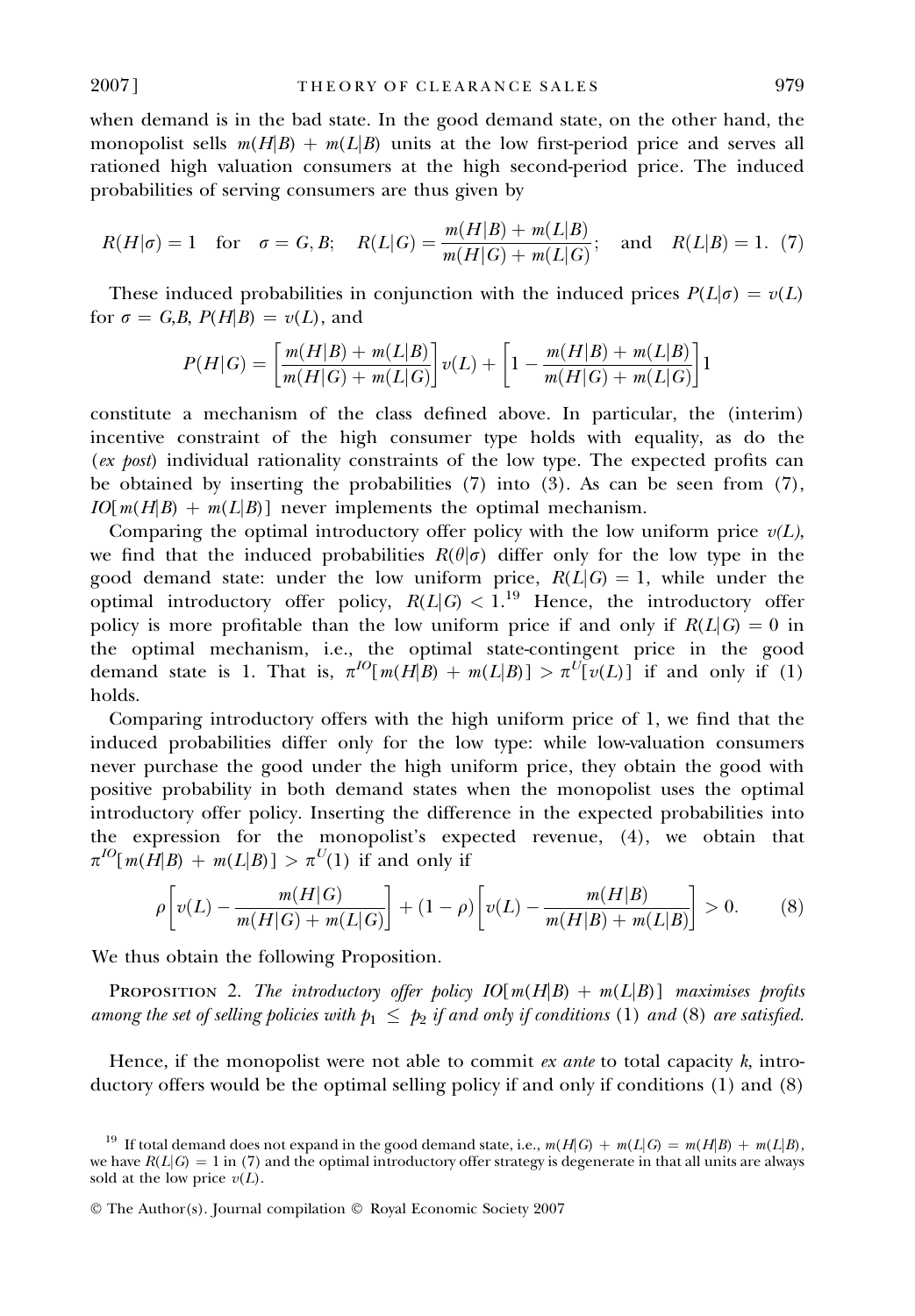when demand is in the bad state. In the good demand state, on the other hand, the monopolist sells $m(H|B) + m(L|B)$ units at the low first-period price and serves all rationed high valuation consumers at the high second-period price. The induced probabilities of serving consumers are thus given by

$$R(H|\sigma) = 1 \quad \text{for} \quad \sigma = G, B; \quad R(L|G) = \frac{m(H|B) + m(L|B)}{m(H|G) + m(L|G)}; \quad \text{and} \quad R(L|B) = 1. \quad (7)$$

These induced probabilities in conjunction with the induced prices $P(L|\sigma) = v(L)$ for $\sigma = G,B$, $P(H|B) = v(L)$, and

$$P(H|G) = \left[\frac{m(H|B) + m(L|B)}{m(H|G) + m(L|G)}\right] v(L) + \left[1 - \frac{m(H|B) + m(L|B)}{m(H|G) + m(L|G)}\right] 1$$

constitute a mechanism of the class defined above. In particular, the (interim) incentive constraint of the high consumer type holds with equality, as do the (*ex post*) individual rationality constraints of the low type. The expected profits can be obtained by inserting the probabilities (7) into (3). As can be seen from (7), $IO[m(H|B) + m(L|B)]$ never implements the optimal mechanism.

Comparing the optimal introductory offer policy with the low uniform price $v(L)$, we find that the induced probabilities $R(\theta|\sigma)$ differ only for the low type in the good demand state: under the low uniform price, $R(L|G) = 1$, while under the optimal introductory offer policy, $R(L|G) < 1$.[19] Hence, the introductory offer policy is more profitable than the low uniform price if and only if $R(L|G) = 0$ in the optimal mechanism, i.e., the optimal state-contingent price in the good demand state is 1. That is, $\pi^{IO}[m(H|B) + m(L|B)] > \pi^{U}[v(L)]$ if and only if (1) holds.

Comparing introductory offers with the high uniform price of 1, we find that the induced probabilities differ only for the low type: while low-valuation consumers never purchase the good under the high uniform price, they obtain the good with positive probability in both demand states when the monopolist uses the optimal introductory offer policy. Inserting the difference in the expected probabilities into the expression for the monopolist's expected revenue, (4), we obtain that $\pi^{IO}[m(H|B) + m(L|B)] > \pi^{U}(1)$ if and only if

$$\rho\left[v(L) - \frac{m(H|G)}{m(H|G) + m(L|G)}\right] + (1 - \rho)\left[v(L) - \frac{m(H|B)}{m(H|B) + m(L|B)}\right] > 0. \quad (8)$$

We thus obtain the following Proposition.

PROPOSITION 2. *The introductory offer policy $IO[m(H|B) + m(L|B)]$ maximises profits among the set of selling policies with $p_1 \leq p_2$ if and only if conditions (1) and (8) are satisfied.*

Hence, if the monopolist were not able to commit *ex ante* to total capacity $k$, introductory offers would be the optimal selling policy if and only if conditions (1) and (8)

[19] If total demand does not expand in the good demand state, i.e., $m(H|G) + m(L|G) = m(H|B) + m(L|B)$, we have $R(L|G) = 1$ in (7) and the optimal introductory offer strategy is degenerate in that all units are always sold at the low price $v(L)$.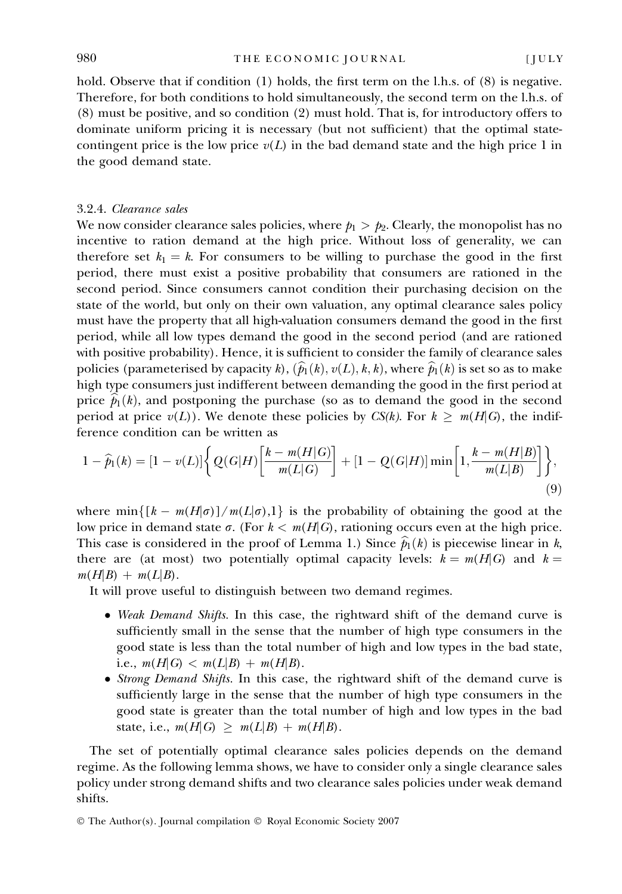hold. Observe that if condition (1) holds, the first term on the l.h.s. of (8) is negative. Therefore, for both conditions to hold simultaneously, the second term on the l.h.s. of (8) must be positive, and so condition (2) must hold. That is, for introductory offers to dominate uniform pricing it is necessary (but not sufficient) that the optimal state-contingent price is the low price $v(L)$ in the bad demand state and the high price 1 in the good demand state.

#### 3.2.4. *Clearance sales*

We now consider clearance sales policies, where $p_1 > p_2$. Clearly, the monopolist has no incentive to ration demand at the high price. Without loss of generality, we can therefore set $k_1 = k$. For consumers to be willing to purchase the good in the first period, there must exist a positive probability that consumers are rationed in the second period. Since consumers cannot condition their purchasing decision on the state of the world, but only on their own valuation, any optimal clearance sales policy must have the property that all high-valuation consumers demand the good in the first period, while all low types demand the good in the second period (and are rationed with positive probability). Hence, it is sufficient to consider the family of clearance sales policies (parameterised by capacity $k$), $(\widehat{p}_1(k), v(L), k, k)$, where $\widehat{p}_1(k)$ is set so as to make high type consumers just indifferent between demanding the good in the first period at price $\widehat{p}_1(k)$, and postponing the purchase (so as to demand the good in the second period at price $v(L)$). We denote these policies by $CS(k)$. For $k \geq m(H|G)$, the indifference condition can be written as

$$1 - \widehat{p}_1(k) = [1 - v(L)]\left\{ Q(G|H)\left[\frac{k - m(H|G)}{m(L|G)}\right] + [1 - Q(G|H)]\min\left[1, \frac{k - m(H|B)}{m(L|B)}\right]\right\}, \tag{9}$$

where $\min\{[k - m(H|\sigma)]/m(L|\sigma), 1\}$ is the probability of obtaining the good at the low price in demand state $\sigma$. (For $k < m(H|G)$, rationing occurs even at the high price. This case is considered in the proof of Lemma 1.) Since $\widehat{p}_1(k)$ is piecewise linear in $k$, there are (at most) two potentially optimal capacity levels: $k = m(H|G)$ and $k = m(H|B) + m(L|B)$.

It will prove useful to distinguish between two demand regimes.

- *Weak Demand Shifts.* In this case, the rightward shift of the demand curve is sufficiently small in the sense that the number of high type consumers in the good state is less than the total number of high and low types in the bad state, i.e., $m(H|G) < m(L|B) + m(H|B)$.
- *Strong Demand Shifts.* In this case, the rightward shift of the demand curve is sufficiently large in the sense that the number of high type consumers in the good state is greater than the total number of high and low types in the bad state, i.e., $m(H|G) \geq m(L|B) + m(H|B)$.

The set of potentially optimal clearance sales policies depends on the demand regime. As the following lemma shows, we have to consider only a single clearance sales policy under strong demand shifts and two clearance sales policies under weak demand shifts.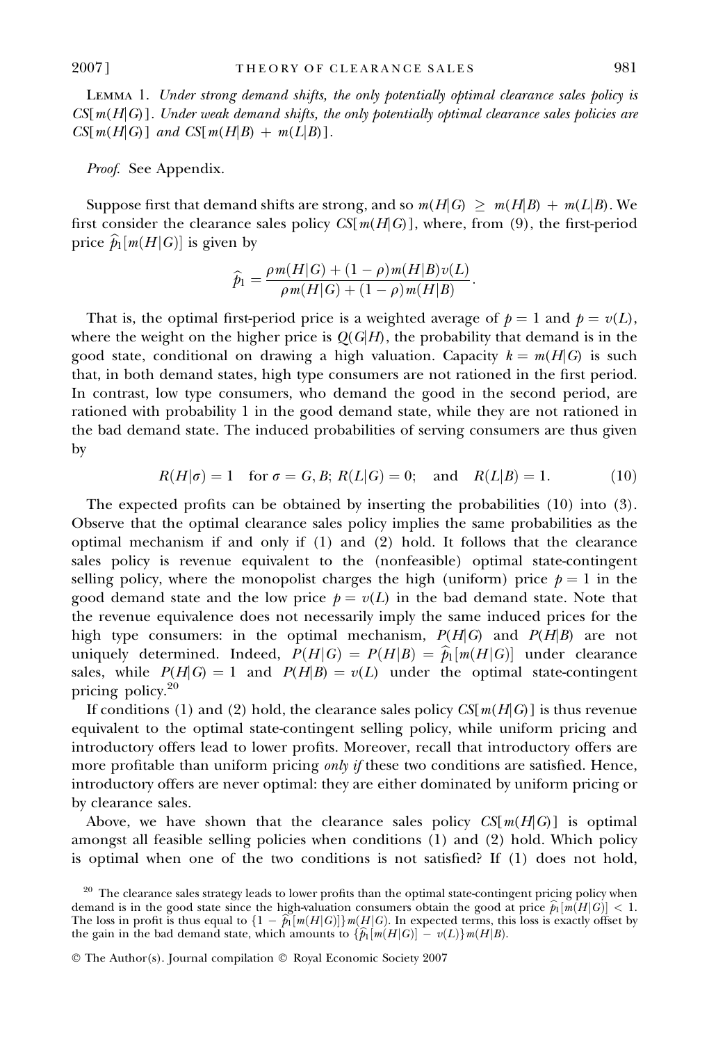Lemma 1. *Under strong demand shifts, the only potentially optimal clearance sales policy is $CS[m(H|G)]$. Under weak demand shifts, the only potentially optimal clearance sales policies are $CS[m(H|G)]$ and $CS[m(H|B) + m(L|B)]$.*

*Proof.* See Appendix.

Suppose first that demand shifts are strong, and so $m(H|G) \geq m(H|B) + m(L|B)$. We first consider the clearance sales policy $CS[m(H|G)]$, where, from (9), the first-period price $\widehat{p}_1[m(H|G)]$ is given by

$$\widehat{p}_1 = \frac{\rho m(H|G) + (1-\rho) m(H|B) v(L)}{\rho m(H|G) + (1-\rho) m(H|B)}.$$

That is, the optimal first-period price is a weighted average of $p = 1$ and $p = v(L)$, where the weight on the higher price is $Q(G|H)$, the probability that demand is in the good state, conditional on drawing a high valuation. Capacity $k = m(H|G)$ is such that, in both demand states, high type consumers are not rationed in the first period. In contrast, low type consumers, who demand the good in the second period, are rationed with probability 1 in the good demand state, while they are not rationed in the bad demand state. The induced probabilities of serving consumers are thus given by

$$R(H|\sigma) = 1 \quad \text{for } \sigma = G, B; \; R(L|G) = 0; \quad \text{and} \quad R(L|B) = 1. \tag{10}$$

The expected profits can be obtained by inserting the probabilities (10) into (3). Observe that the optimal clearance sales policy implies the same probabilities as the optimal mechanism if and only if (1) and (2) hold. It follows that the clearance sales policy is revenue equivalent to the (nonfeasible) optimal state-contingent selling policy, where the monopolist charges the high (uniform) price $p = 1$ in the good demand state and the low price $p = v(L)$ in the bad demand state. Note that the revenue equivalence does not necessarily imply the same induced prices for the high type consumers: in the optimal mechanism, $P(H|G)$ and $P(H|B)$ are not uniquely determined. Indeed, $P(H|G) = P(H|B) = \widehat{p}_1[m(H|G)]$ under clearance sales, while $P(H|G) = 1$ and $P(H|B) = v(L)$ under the optimal state-contingent pricing policy.[20]

If conditions (1) and (2) hold, the clearance sales policy $CS[m(H|G)]$ is thus revenue equivalent to the optimal state-contingent selling policy, while uniform pricing and introductory offers lead to lower profits. Moreover, recall that introductory offers are more profitable than uniform pricing *only if* these two conditions are satisfied. Hence, introductory offers are never optimal: they are either dominated by uniform pricing or by clearance sales.

Above, we have shown that the clearance sales policy $CS[m(H|G)]$ is optimal amongst all feasible selling policies when conditions (1) and (2) hold. Which policy is optimal when one of the two conditions is not satisfied? If (1) does not hold,

[20] The clearance sales strategy leads to lower profits than the optimal state-contingent pricing policy when demand is in the good state since the high-valuation consumers obtain the good at price $\widehat{p}_1[m(H|G)] < 1$. The loss in profit is thus equal to $\{1 - \widehat{p}_1[m(H|G)]\} m(H|G)$. In expected terms, this loss is exactly offset by the gain in the bad demand state, which amounts to $\{\widehat{p}_1[m(H|G)] - v(L)\} m(H|B)$.

© The Author(s). Journal compilation © Royal Economic Society 2007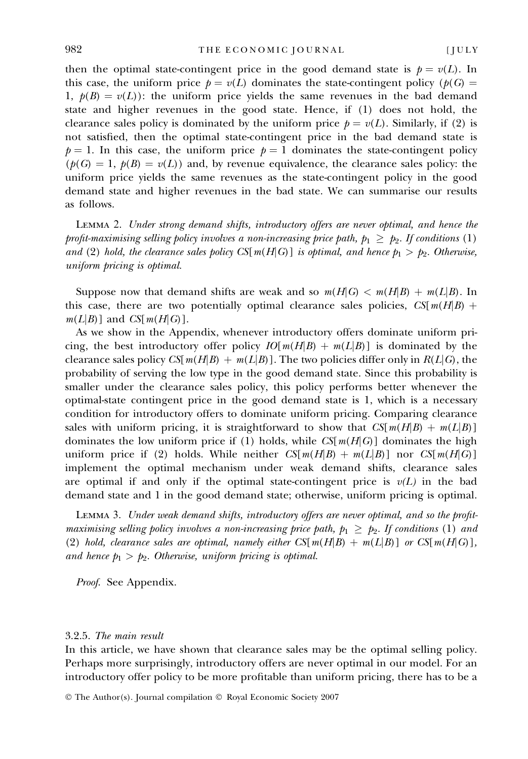then the optimal state-contingent price in the good demand state is $p = v(L)$. In this case, the uniform price $p = v(L)$ dominates the state-contingent policy ($p(G) = 1$, $p(B) = v(L)$): the uniform price yields the same revenues in the bad demand state and higher revenues in the good state. Hence, if (1) does not hold, the clearance sales policy is dominated by the uniform price $p = v(L)$. Similarly, if (2) is not satisfied, then the optimal state-contingent price in the bad demand state is $p = 1$. In this case, the uniform price $p = 1$ dominates the state-contingent policy ($p(G) = 1$, $p(B) = v(L)$) and, by revenue equivalence, the clearance sales policy: the uniform price yields the same revenues as the state-contingent policy in the good demand state and higher revenues in the bad state. We can summarise our results as follows.

LEMMA 2. *Under strong demand shifts, introductory offers are never optimal, and hence the profit-maximising selling policy involves a non-increasing price path, $p_1 \geq p_2$. If conditions (1) and (2) hold, the clearance sales policy $CS[m(H|G)]$ is optimal, and hence $p_1 > p_2$. Otherwise, uniform pricing is optimal.*

Suppose now that demand shifts are weak and so $m(H|G) < m(H|B) + m(L|B)$. In this case, there are two potentially optimal clearance sales policies, $CS[m(H|B) + m(L|B)]$ and $CS[m(H|G)]$.

As we show in the Appendix, whenever introductory offers dominate uniform pricing, the best introductory offer policy $IO[m(H|B) + m(L|B)]$ is dominated by the clearance sales policy $CS[m(H|B) + m(L|B)]$. The two policies differ only in $R(L|G)$, the probability of serving the low type in the good demand state. Since this probability is smaller under the clearance sales policy, this policy performs better whenever the optimal-state contingent price in the good demand state is 1, which is a necessary condition for introductory offers to dominate uniform pricing. Comparing clearance sales with uniform pricing, it is straightforward to show that $CS[m(H|B) + m(L|B)]$ dominates the low uniform price if (1) holds, while $CS[m(H|G)]$ dominates the high uniform price if (2) holds. While neither $CS[m(H|B) + m(L|B)]$ nor $CS[m(H|G)]$ implement the optimal mechanism under weak demand shifts, clearance sales are optimal if and only if the optimal state-contingent price is $v(L)$ in the bad demand state and 1 in the good demand state; otherwise, uniform pricing is optimal.

LEMMA 3. *Under weak demand shifts, introductory offers are never optimal, and so the profit-maximising selling policy involves a non-increasing price path, $p_1 \geq p_2$. If conditions (1) and (2) hold, clearance sales are optimal, namely either $CS[m(H|B) + m(L|B)]$ or $CS[m(H|G)]$, and hence $p_1 > p_2$. Otherwise, uniform pricing is optimal.*

*Proof.* See Appendix.

### 3.2.5. *The main result*

In this article, we have shown that clearance sales may be the optimal selling policy. Perhaps more surprisingly, introductory offers are never optimal in our model. For an introductory offer policy to be more profitable than uniform pricing, there has to be a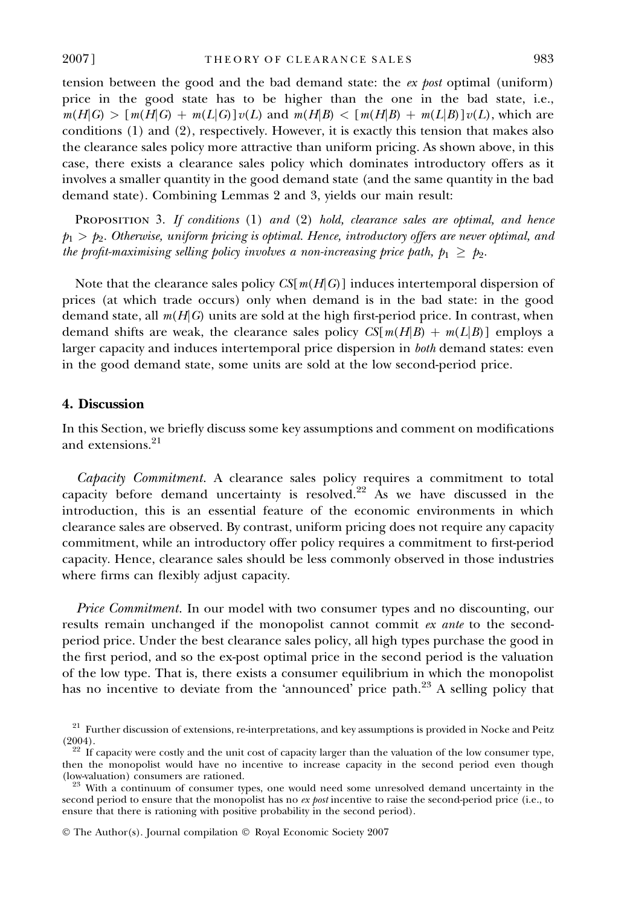tension between the good and the bad demand state: the *ex post* optimal (uniform) price in the good state has to be higher than the one in the bad state, i.e., $m(H|G) > [m(H|G) + m(L|G)]v(L)$ and $m(H|B) < [m(H|B) + m(L|B)]v(L)$, which are conditions (1) and (2), respectively. However, it is exactly this tension that makes also the clearance sales policy more attractive than uniform pricing. As shown above, in this case, there exists a clearance sales policy which dominates introductory offers as it involves a smaller quantity in the good demand state (and the same quantity in the bad demand state). Combining Lemmas 2 and 3, yields our main result:

Proposition 3. *If conditions* (1) *and* (2) *hold, clearance sales are optimal, and hence* $p_1 > p_2$. *Otherwise, uniform pricing is optimal. Hence, introductory offers are never optimal, and the profit-maximising selling policy involves a non-increasing price path,* $p_1 \geq p_2$.

Note that the clearance sales policy $CS[m(H|G)]$ induces intertemporal dispersion of prices (at which trade occurs) only when demand is in the bad state: in the good demand state, all $m(H|G)$ units are sold at the high first-period price. In contrast, when demand shifts are weak, the clearance sales policy $CS[m(H|B) + m(L|B)]$ employs a larger capacity and induces intertemporal price dispersion in *both* demand states: even in the good demand state, some units are sold at the low second-period price.

## 4. Discussion

In this Section, we briefly discuss some key assumptions and comment on modifications and extensions.[21]

*Capacity Commitment.* A clearance sales policy requires a commitment to total capacity before demand uncertainty is resolved.[22] As we have discussed in the introduction, this is an essential feature of the economic environments in which clearance sales are observed. By contrast, uniform pricing does not require any capacity commitment, while an introductory offer policy requires a commitment to first-period capacity. Hence, clearance sales should be less commonly observed in those industries where firms can flexibly adjust capacity.

*Price Commitment.* In our model with two consumer types and no discounting, our results remain unchanged if the monopolist cannot commit *ex ante* to the second-period price. Under the best clearance sales policy, all high types purchase the good in the first period, and so the ex-post optimal price in the second period is the valuation of the low type. That is, there exists a consumer equilibrium in which the monopolist has no incentive to deviate from the 'announced' price path.[23] A selling policy that

[21] Further discussion of extensions, re-interpretations, and key assumptions is provided in Nocke and Peitz (2004).

[22] If capacity were costly and the unit cost of capacity larger than the valuation of the low consumer type, then the monopolist would have no incentive to increase capacity in the second period even though (low-valuation) consumers are rationed.

[23] With a continuum of consumer types, one would need some unresolved demand uncertainty in the second period to ensure that the monopolist has no *ex post* incentive to raise the second-period price (i.e., to ensure that there is rationing with positive probability in the second period).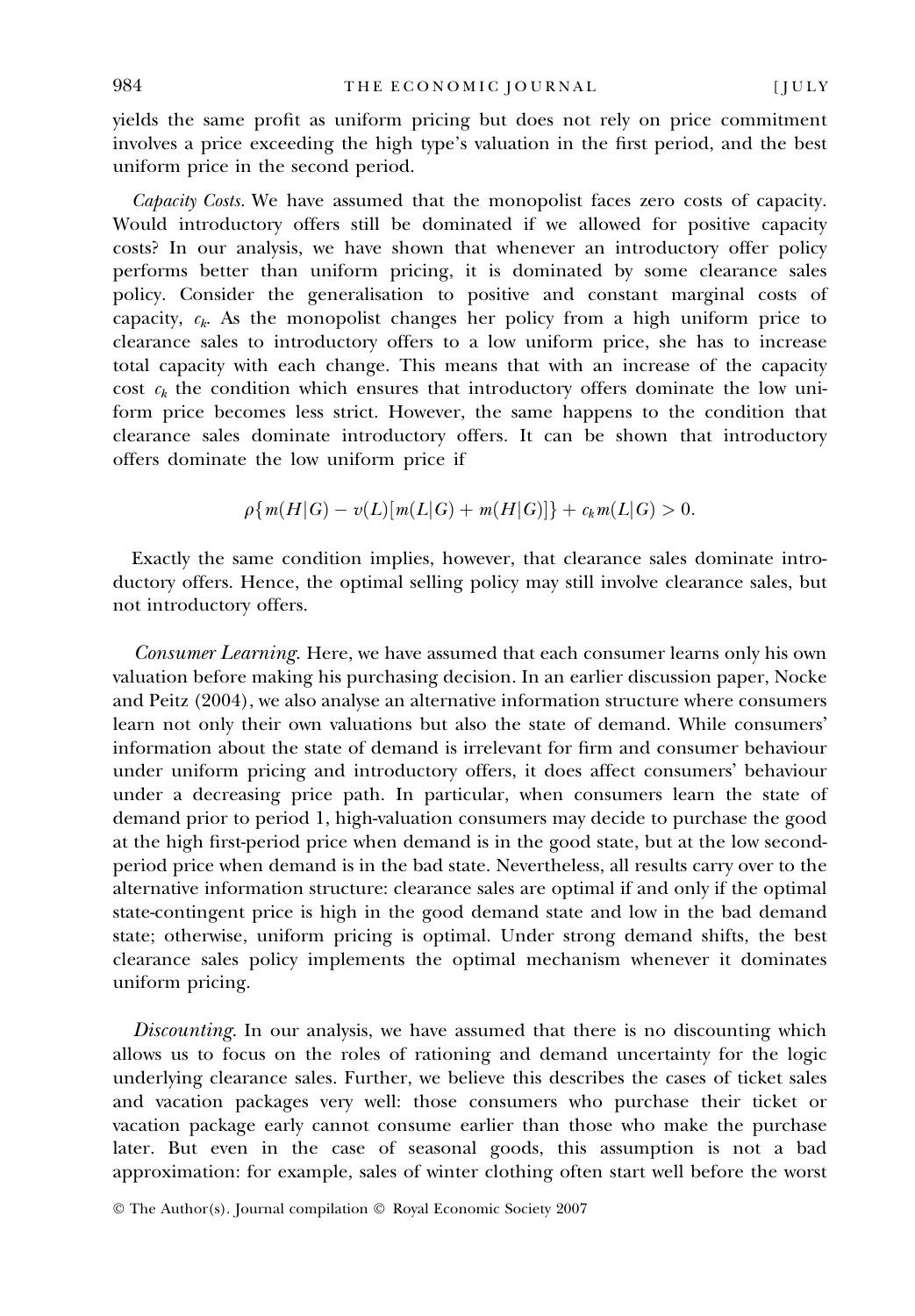yields the same profit as uniform pricing but does not rely on price commitment involves a price exceeding the high type's valuation in the first period, and the best uniform price in the second period.

*Capacity Costs.* We have assumed that the monopolist faces zero costs of capacity. Would introductory offers still be dominated if we allowed for positive capacity costs? In our analysis, we have shown that whenever an introductory offer policy performs better than uniform pricing, it is dominated by some clearance sales policy. Consider the generalisation to positive and constant marginal costs of capacity, $c_k$. As the monopolist changes her policy from a high uniform price to clearance sales to introductory offers to a low uniform price, she has to increase total capacity with each change. This means that with an increase of the capacity cost $c_k$ the condition which ensures that introductory offers dominate the low uniform price becomes less strict. However, the same happens to the condition that clearance sales dominate introductory offers. It can be shown that introductory offers dominate the low uniform price if

$$\rho\{m(H|G) - v(L)[m(L|G) + m(H|G)]\} + c_k m(L|G) > 0.$$

Exactly the same condition implies, however, that clearance sales dominate introductory offers. Hence, the optimal selling policy may still involve clearance sales, but not introductory offers.

*Consumer Learning.* Here, we have assumed that each consumer learns only his own valuation before making his purchasing decision. In an earlier discussion paper, Nocke and Peitz (2004), we also analyse an alternative information structure where consumers learn not only their own valuations but also the state of demand. While consumers' information about the state of demand is irrelevant for firm and consumer behaviour under uniform pricing and introductory offers, it does affect consumers' behaviour under a decreasing price path. In particular, when consumers learn the state of demand prior to period 1, high-valuation consumers may decide to purchase the good at the high first-period price when demand is in the good state, but at the low second-period price when demand is in the bad state. Nevertheless, all results carry over to the alternative information structure: clearance sales are optimal if and only if the optimal state-contingent price is high in the good demand state and low in the bad demand state; otherwise, uniform pricing is optimal. Under strong demand shifts, the best clearance sales policy implements the optimal mechanism whenever it dominates uniform pricing.

*Discounting.* In our analysis, we have assumed that there is no discounting which allows us to focus on the roles of rationing and demand uncertainty for the logic underlying clearance sales. Further, we believe this describes the cases of ticket sales and vacation packages very well: those consumers who purchase their ticket or vacation package early cannot consume earlier than those who make the purchase later. But even in the case of seasonal goods, this assumption is not a bad approximation: for example, sales of winter clothing often start well before the worst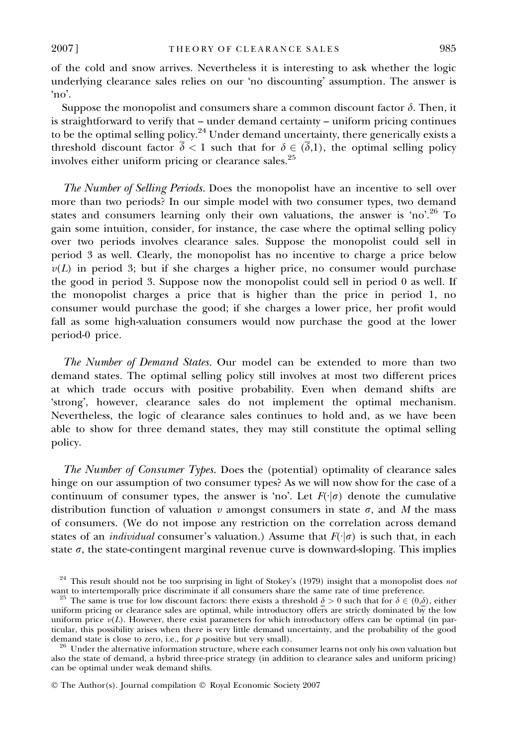of the cold and snow arrives. Nevertheless it is interesting to ask whether the logic underlying clearance sales relies on our 'no discounting' assumption. The answer is 'no'.

Suppose the monopolist and consumers share a common discount factor $\delta$. Then, it is straightforward to verify that – under demand certainty – uniform pricing continues to be the optimal selling policy.[24] Under demand uncertainty, there generically exists a threshold discount factor $\overline{\delta} < 1$ such that for $\delta \in (\overline{\delta}, 1)$, the optimal selling policy involves either uniform pricing or clearance sales.[25]

*The Number of Selling Periods.* Does the monopolist have an incentive to sell over more than two periods? In our simple model with two consumer types, two demand states and consumers learning only their own valuations, the answer is 'no'.[26] To gain some intuition, consider, for instance, the case where the optimal selling policy over two periods involves clearance sales. Suppose the monopolist could sell in period 3 as well. Clearly, the monopolist has no incentive to charge a price below $v(L)$ in period 3; but if she charges a higher price, no consumer would purchase the good in period 3. Suppose now the monopolist could sell in period 0 as well. If the monopolist charges a price that is higher than the price in period 1, no consumer would purchase the good; if she charges a lower price, her profit would fall as some high-valuation consumers would now purchase the good at the lower period-0 price.

*The Number of Demand States.* Our model can be extended to more than two demand states. The optimal selling policy still involves at most two different prices at which trade occurs with positive probability. Even when demand shifts are 'strong', however, clearance sales do not implement the optimal mechanism. Nevertheless, the logic of clearance sales continues to hold and, as we have been able to show for three demand states, they may still constitute the optimal selling policy.

*The Number of Consumer Types.* Does the (potential) optimality of clearance sales hinge on our assumption of two consumer types? As we will now show for the case of a continuum of consumer types, the answer is 'no'. Let $F(\cdot|\sigma)$ denote the cumulative distribution function of valuation $v$ amongst consumers in state $\sigma$, and $M$ the mass of consumers. (We do not impose any restriction on the correlation across demand states of an *individual* consumer's valuation.) Assume that $F(\cdot|\sigma)$ is such that, in each state $\sigma$, the state-contingent marginal revenue curve is downward-sloping. This implies

[24] This result should not be too surprising in light of Stokey's (1979) insight that a monopolist does *not* want to intertemporally price discriminate if all consumers share the same rate of time preference.

[25] The same is true for low discount factors: there exists a threshold $\underline{\delta} > 0$ such that for $\delta \in (0, \underline{\delta})$, either uniform pricing or clearance sales are optimal, while introductory offers are strictly dominated by the low uniform price $v(L)$. However, there exist parameters for which introductory offers can be optimal (in particular, this possibility arises when there is very little demand uncertainty, and the probability of the good demand state is close to zero, i.e., for $\rho$ positive but very small).

[26] Under the alternative information structure, where each consumer learns not only his own valuation but also the state of demand, a hybrid three-price strategy (in addition to clearance sales and uniform pricing) can be optimal under weak demand shifts.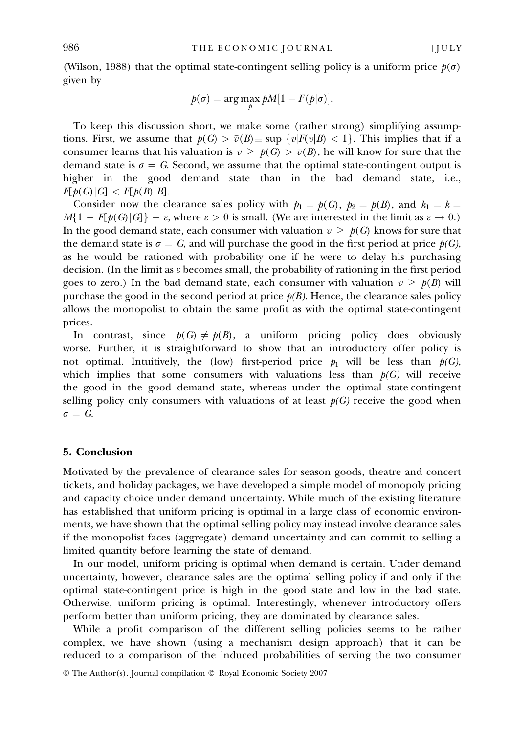(Wilson, 1988) that the optimal state-contingent selling policy is a uniform price $p(\sigma)$ given by

$$p(\sigma) = \arg\max_{p} pM[1 - F(p|\sigma)].$$

To keep this discussion short, we make some (rather strong) simplifying assumptions. First, we assume that $p(G) > \bar{v}(B) \equiv \sup \{v|F(v|B) < 1\}$. This implies that if a consumer learns that his valuation is $v \geq p(G) > \bar{v}(B)$, he will know for sure that the demand state is $\sigma = G$. Second, we assume that the optimal state-contingent output is higher in the good demand state than in the bad demand state, i.e., $F[p(G)|G] < F[p(B)|B]$.

Consider now the clearance sales policy with $p_1 = p(G)$, $p_2 = p(B)$, and $k_1 = k = M\{1 - F[p(G)|G]\} - \varepsilon$, where $\varepsilon > 0$ is small. (We are interested in the limit as $\varepsilon \to 0$.) In the good demand state, each consumer with valuation $v \geq p(G)$ knows for sure that the demand state is $\sigma = G$, and will purchase the good in the first period at price $p(G)$, as he would be rationed with probability one if he were to delay his purchasing decision. (In the limit as $\varepsilon$ becomes small, the probability of rationing in the first period goes to zero.) In the bad demand state, each consumer with valuation $v \geq p(B)$ will purchase the good in the second period at price $p(B)$. Hence, the clearance sales policy allows the monopolist to obtain the same profit as with the optimal state-contingent prices.

In contrast, since $p(G) \neq p(B)$, a uniform pricing policy does obviously worse. Further, it is straightforward to show that an introductory offer policy is not optimal. Intuitively, the (low) first-period price $p_1$ will be less than $p(G)$, which implies that some consumers with valuations less than $p(G)$ will receive the good in the good demand state, whereas under the optimal state-contingent selling policy only consumers with valuations of at least $p(G)$ receive the good when $\sigma = G$.

## 5. Conclusion

Motivated by the prevalence of clearance sales for season goods, theatre and concert tickets, and holiday packages, we have developed a simple model of monopoly pricing and capacity choice under demand uncertainty. While much of the existing literature has established that uniform pricing is optimal in a large class of economic environments, we have shown that the optimal selling policy may instead involve clearance sales if the monopolist faces (aggregate) demand uncertainty and can commit to selling a limited quantity before learning the state of demand.

In our model, uniform pricing is optimal when demand is certain. Under demand uncertainty, however, clearance sales are the optimal selling policy if and only if the optimal state-contingent price is high in the good state and low in the bad state. Otherwise, uniform pricing is optimal. Interestingly, whenever introductory offers perform better than uniform pricing, they are dominated by clearance sales.

While a profit comparison of the different selling policies seems to be rather complex, we have shown (using a mechanism design approach) that it can be reduced to a comparison of the induced probabilities of serving the two consumer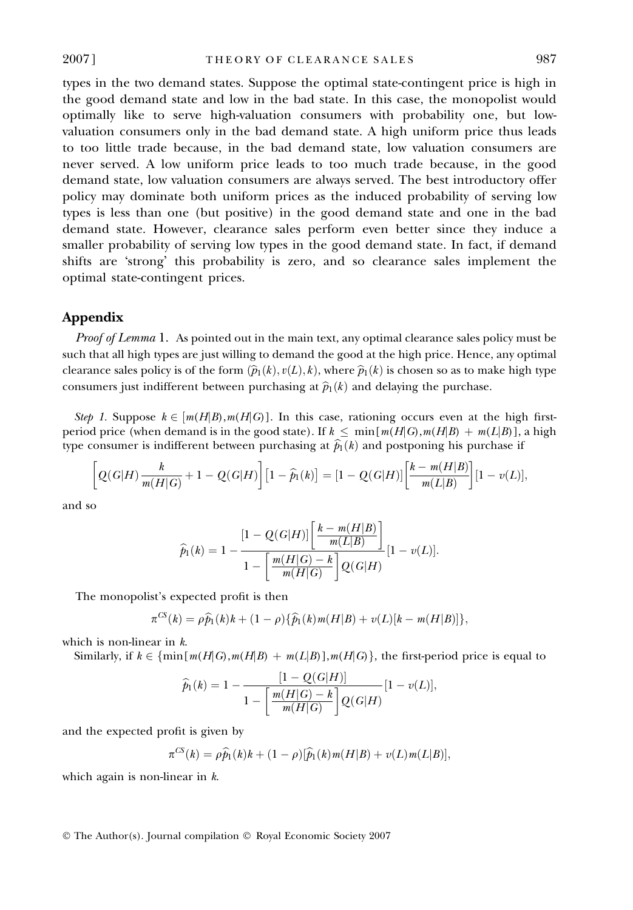types in the two demand states. Suppose the optimal state-contingent price is high in the good demand state and low in the bad state. In this case, the monopolist would optimally like to serve high-valuation consumers with probability one, but low-valuation consumers only in the bad demand state. A high uniform price thus leads to too little trade because, in the bad demand state, low valuation consumers are never served. A low uniform price leads to too much trade because, in the good demand state, low valuation consumers are always served. The best introductory offer policy may dominate both uniform prices as the induced probability of serving low types is less than one (but positive) in the good demand state and one in the bad demand state. However, clearance sales perform even better since they induce a smaller probability of serving low types in the good demand state. In fact, if demand shifts are 'strong' this probability is zero, and so clearance sales implement the optimal state-contingent prices.

## Appendix

*Proof of Lemma* 1. As pointed out in the main text, any optimal clearance sales policy must be such that all high types are just willing to demand the good at the high price. Hence, any optimal clearance sales policy is of the form $(\widehat{p}_1(k), v(L), k)$, where $\widehat{p}_1(k)$ is chosen so as to make high type consumers just indifferent between purchasing at $\widehat{p}_1(k)$ and delaying the purchase.

*Step 1.* Suppose $k \in [m(H|B), m(H|G)]$. In this case, rationing occurs even at the high first-period price (when demand is in the good state). If $k \leq \min[m(H|G), m(H|B) + m(L|B)]$, a high type consumer is indifferent between purchasing at $\widehat{p}_1(k)$ and postponing his purchase if

$$\left[Q(G|H)\frac{k}{m(H|G)} + 1 - Q(G|H)\right]\left[1 - \widehat{p}_1(k)\right] = [1 - Q(G|H)]\left[\frac{k - m(H|B)}{m(L|B)}\right][1 - v(L)],$$

and so

$$\widehat{p}_1(k) = 1 - \frac{[1 - Q(G|H)]\left[\dfrac{k - m(H|B)}{m(L|B)}\right]}{1 - \left[\dfrac{m(H|G) - k}{m(H|G)}\right]Q(G|H)}[1 - v(L)].$$

The monopolist's expected profit is then

$$\pi^{CS}(k) = \rho\widehat{p}_1(k)k + (1 - \rho)\{\widehat{p}_1(k)m(H|B) + v(L)[k - m(H|B)]\},$$

which is non-linear in $k$.

Similarly, if $k \in \{\min[m(H|G), m(H|B) + m(L|B)], m(H|G)\}$, the first-period price is equal to

$$\widehat{p}_1(k) = 1 - \frac{[1 - Q(G|H)]}{1 - \left[\dfrac{m(H|G) - k}{m(H|G)}\right]Q(G|H)}[1 - v(L)],$$

and the expected profit is given by

$$\pi^{CS}(k) = \rho\widehat{p}_1(k)k + (1 - \rho)[\widehat{p}_1(k)m(H|B) + v(L)m(L|B)],$$

which again is non-linear in $k$.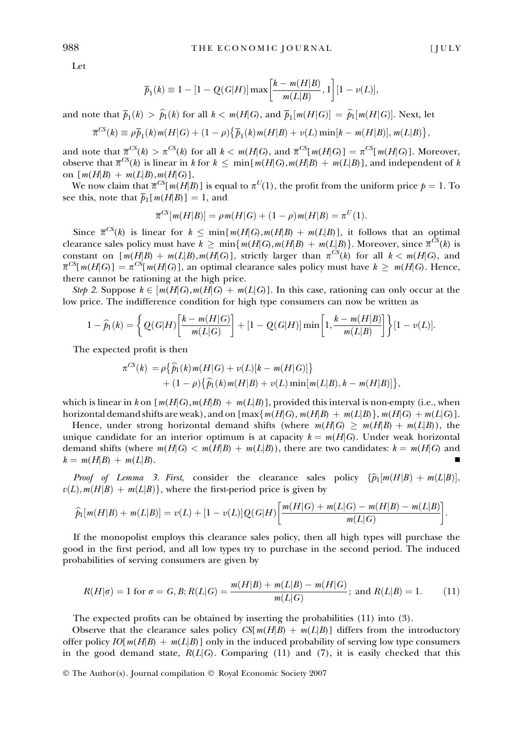Let

$$\overline{p}_1(k) \equiv 1 - [1 - Q(G|H)] \max\left[\frac{k - m(H|B)}{m(L|B)}, 1\right][1 - v(L)],$$

and note that $\overline{p}_1(k) > \widehat{p}_1(k)$ for all $k < m(H|G)$, and $\overline{p}_1[m(H|G)] = \widehat{p}_1[m(H|G)]$. Next, let

$$\overline{\pi}^{CS}(k) \equiv \rho\overline{p}_1(k)m(H|G) + (1-\rho)\{\overline{p}_1(k)m(H|B) + v(L)\min[k - m(H|B)], m(L|B)\},$$

and note that $\overline{\pi}^{CS}(k) > \pi^{CS}(k)$ for all $k < m(H|G)$, and $\overline{\pi}^{CS}[m(H|G)] = \pi^{CS}[m(H|G)]$. Moreover, observe that $\overline{\pi}^{CS}(k)$ is linear in $k$ for $k \leq \min[m(H|G), m(H|B) + m(L|B)]$, and independent of $k$ on $[m(H|B) + m(L|B), m(H|G)]$.

We now claim that $\overline{\pi}^{CS}[m(H|B)]$ is equal to $\pi^U(1)$, the profit from the uniform price $p = 1$. To see this, note that $\overline{p}_1[m(H|B)] = 1$, and

$$\overline{\pi}^{CS}[m(H|B)] = \rho m(H|G) + (1-\rho)m(H|B) = \pi^U(1).$$

Since $\overline{\pi}^{CS}(k)$ is linear for $k \leq \min[m(H|G), m(H|B) + m(L|B)]$, it follows that an optimal clearance sales policy must have $k \geq \min\{m(H|G), m(H|B) + m(L|B)\}$. Moreover, since $\overline{\pi}^{CS}(k)$ is constant on $[m(H|B) + m(L|B), m(H|G)]$, strictly larger than $\pi^{CS}(k)$ for all $k < m(H|G)$, and $\overline{\pi}^{CS}[m(H|G)] = \pi^{CS}[m(H|G)]$, an optimal clearance sales policy must have $k \geq m(H|G)$. Hence, there cannot be rationing at the high price.

*Step 2.* Suppose $k \in [m(H|G), m(H|G) + m(L|G)]$. In this case, rationing can only occur at the low price. The indifference condition for high type consumers can now be written as

$$1 - \widehat{p}_1(k) = \left\{Q(G|H)\left[\frac{k - m(H|G)}{m(L|G)}\right] + [1 - Q(G|H)]\min\left[1, \frac{k - m(H|B)}{m(L|B)}\right]\right\}[1 - v(L)].$$

The expected profit is then

$$\begin{aligned}\pi^{CS}(k) &= \rho\{\widehat{p}_1(k)m(H|G) + v(L)[k - m(H|G)]\} \\ &\quad + (1-\rho)\{\widehat{p}_1(k)m(H|B) + v(L)\min[m(L|B), k - m(H|B)]\},\end{aligned}$$

which is linear in $k$ on $[m(H|G), m(H|B) + m(L|B)]$, provided this interval is non-empty (i.e., when horizontal demand shifts are weak), and on $[\max\{m(H|G), m(H|B) + m(L|B)\}, m(H|G) + m(L|G)]$.

Hence, under strong horizontal demand shifts (where $m(H|G) \geq m(H|B) + m(L|B)$), the unique candidate for an interior optimum is at capacity $k = m(H|G)$. Under weak horizontal demand shifts (where $m(H|G) < m(H|B) + m(L|B)$), there are two candidates: $k = m(H|G)$ and $k = m(H|B) + m(L|B)$. ■

*Proof of Lemma 3. First,* consider the clearance sales policy $\{\widehat{p}_1[m(H|B) + m(L|B)], v(L), m(H|B) + m(L|B)\}$, where the first-period price is given by

$$\widehat{p}_1[m(H|B) + m(L|B)] = v(L) + [1 - v(L)]Q(G|H)\left[\frac{m(H|G) + m(L|G) - m(H|B) - m(L|B)}{m(L|G)}\right].$$

If the monopolist employs this clearance sales policy, then all high types will purchase the good in the first period, and all low types try to purchase in the second period. The induced probabilities of serving consumers are given by

$$R(H|\sigma) = 1 \text{ for } \sigma = G, B; R(L|G) = \frac{m(H|B) + m(L|B) - m(H|G)}{m(L|G)}; \text{ and } R(L|B) = 1. \tag{11}$$

The expected profits can be obtained by inserting the probabilities (11) into (3).

Observe that the clearance sales policy $CS[m(H|B) + m(L|B)]$ differs from the introductory offer policy $IO[m(H|B) + m(L|B)]$ only in the induced probability of serving low type consumers in the good demand state, $R(L|G)$. Comparing (11) and (7), it is easily checked that this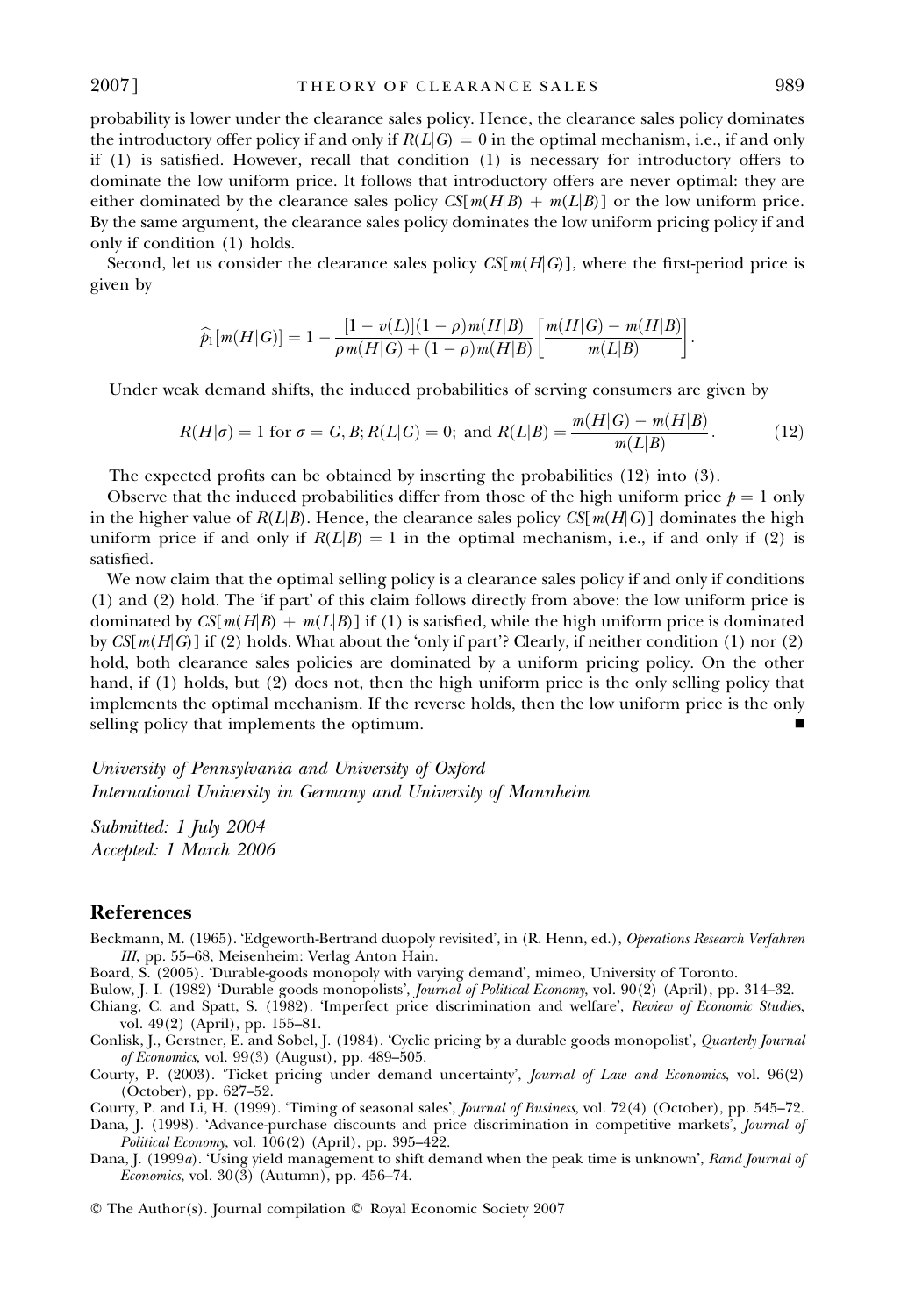probability is lower under the clearance sales policy. Hence, the clearance sales policy dominates the introductory offer policy if and only if $R(L|G) = 0$ in the optimal mechanism, i.e., if and only if (1) is satisfied. However, recall that condition (1) is necessary for introductory offers to dominate the low uniform price. It follows that introductory offers are never optimal: they are either dominated by the clearance sales policy $CS[m(H|B) + m(L|B)]$ or the low uniform price. By the same argument, the clearance sales policy dominates the low uniform pricing policy if and only if condition (1) holds.

Second, let us consider the clearance sales policy $CS[m(H|G)]$, where the first-period price is given by

$$\widehat{p}_1[m(H|G)] = 1 - \frac{[1 - v(L)](1 - \rho)m(H|B)}{\rho m(H|G) + (1 - \rho)m(H|B)} \left[\frac{m(H|G) - m(H|B)}{m(L|B)}\right].$$

Under weak demand shifts, the induced probabilities of serving consumers are given by

$$R(H|\sigma) = 1 \text{ for } \sigma = G, B; R(L|G) = 0; \text{ and } R(L|B) = \frac{m(H|G) - m(H|B)}{m(L|B)}. \tag{12}$$

The expected profits can be obtained by inserting the probabilities (12) into (3).

Observe that the induced probabilities differ from those of the high uniform price $p = 1$ only in the higher value of $R(L|B)$. Hence, the clearance sales policy $CS[m(H|G)]$ dominates the high uniform price if and only if $R(L|B) = 1$ in the optimal mechanism, i.e., if and only if (2) is satisfied.

We now claim that the optimal selling policy is a clearance sales policy if and only if conditions (1) and (2) hold. The 'if part' of this claim follows directly from above: the low uniform price is dominated by $CS[m(H|B) + m(L|B)]$ if (1) is satisfied, while the high uniform price is dominated by $CS[m(H|G)]$ if (2) holds. What about the 'only if part'? Clearly, if neither condition (1) nor (2) hold, both clearance sales policies are dominated by a uniform pricing policy. On the other hand, if (1) holds, but (2) does not, then the high uniform price is the only selling policy that implements the optimal mechanism. If the reverse holds, then the low uniform price is the only selling policy that implements the optimum. ∎

*University of Pennsylvania and University of Oxford*
*International University in Germany and University of Mannheim*

*Submitted: 1 July 2004*
*Accepted: 1 March 2006*

## References

Beckmann, M. (1965). 'Edgeworth-Bertrand duopoly revisited', in (R. Henn, ed.), *Operations Research Verfahren III*, pp. 55–68, Meisenheim: Verlag Anton Hain.

Board, S. (2005). 'Durable-goods monopoly with varying demand', mimeo, University of Toronto.

Bulow, J. I. (1982) 'Durable goods monopolists', *Journal of Political Economy*, vol. 90(2) (April), pp. 314–32.

Chiang, C. and Spatt, S. (1982). 'Imperfect price discrimination and welfare', *Review of Economic Studies*, vol. 49(2) (April), pp. 155–81.

Conlisk, J., Gerstner, E. and Sobel, J. (1984). 'Cyclic pricing by a durable goods monopolist', *Quarterly Journal of Economics*, vol. 99(3) (August), pp. 489–505.

Courty, P. (2003). 'Ticket pricing under demand uncertainty', *Journal of Law and Economics*, vol. 96(2) (October), pp. 627–52.

Courty, P. and Li, H. (1999). 'Timing of seasonal sales', *Journal of Business*, vol. 72(4) (October), pp. 545–72.

Dana, J. (1998). 'Advance-purchase discounts and price discrimination in competitive markets', *Journal of Political Economy*, vol. 106(2) (April), pp. 395–422.

Dana, J. (1999*a*). 'Using yield management to shift demand when the peak time is unknown', *Rand Journal of Economics*, vol. 30(3) (Autumn), pp. 456–74.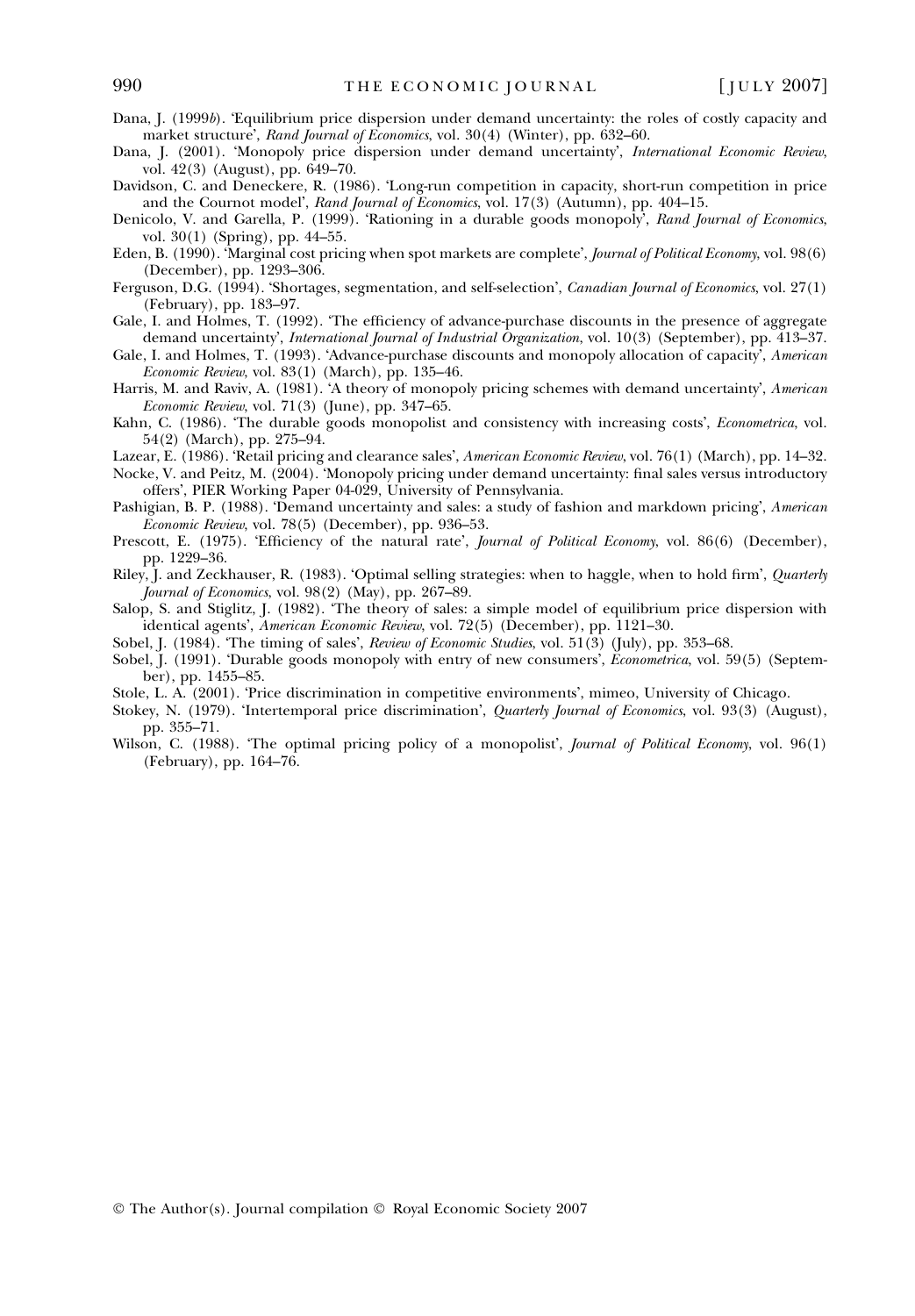Dana, J. (1999*b*). 'Equilibrium price dispersion under demand uncertainty: the roles of costly capacity and market structure', *Rand Journal of Economics*, vol. 30(4) (Winter), pp. 632–60.

Dana, J. (2001). 'Monopoly price dispersion under demand uncertainty', *International Economic Review*, vol. 42(3) (August), pp. 649–70.

Davidson, C. and Deneckere, R. (1986). 'Long-run competition in capacity, short-run competition in price and the Cournot model', *Rand Journal of Economics*, vol. 17(3) (Autumn), pp. 404–15.

Denicolo, V. and Garella, P. (1999). 'Rationing in a durable goods monopoly', *Rand Journal of Economics*, vol. 30(1) (Spring), pp. 44–55.

Eden, B. (1990). 'Marginal cost pricing when spot markets are complete', *Journal of Political Economy*, vol. 98(6) (December), pp. 1293–306.

Ferguson, D.G. (1994). 'Shortages, segmentation, and self-selection', *Canadian Journal of Economics*, vol. 27(1) (February), pp. 183–97.

Gale, I. and Holmes, T. (1992). 'The efficiency of advance-purchase discounts in the presence of aggregate demand uncertainty', *International Journal of Industrial Organization*, vol. 10(3) (September), pp. 413–37.

Gale, I. and Holmes, T. (1993). 'Advance-purchase discounts and monopoly allocation of capacity', *American Economic Review*, vol. 83(1) (March), pp. 135–46.

Harris, M. and Raviv, A. (1981). 'A theory of monopoly pricing schemes with demand uncertainty', *American Economic Review*, vol. 71(3) (June), pp. 347–65.

Kahn, C. (1986). 'The durable goods monopolist and consistency with increasing costs', *Econometrica*, vol. 54(2) (March), pp. 275–94.

Lazear, E. (1986). 'Retail pricing and clearance sales', *American Economic Review*, vol. 76(1) (March), pp. 14–32.

Nocke, V. and Peitz, M. (2004). 'Monopoly pricing under demand uncertainty: final sales versus introductory offers', PIER Working Paper 04-029, University of Pennsylvania.

Pashigian, B. P. (1988). 'Demand uncertainty and sales: a study of fashion and markdown pricing', *American Economic Review*, vol. 78(5) (December), pp. 936–53.

Prescott, E. (1975). 'Efficiency of the natural rate', *Journal of Political Economy*, vol. 86(6) (December), pp. 1229–36.

Riley, J. and Zeckhauser, R. (1983). 'Optimal selling strategies: when to haggle, when to hold firm', *Quarterly Journal of Economics*, vol. 98(2) (May), pp. 267–89.

Salop, S. and Stiglitz, J. (1982). 'The theory of sales: a simple model of equilibrium price dispersion with identical agents', *American Economic Review*, vol. 72(5) (December), pp. 1121–30.

Sobel, J. (1984). 'The timing of sales', *Review of Economic Studies*, vol. 51(3) (July), pp. 353–68.

Sobel, J. (1991). 'Durable goods monopoly with entry of new consumers', *Econometrica*, vol. 59(5) (September), pp. 1455–85.

Stole, L. A. (2001). 'Price discrimination in competitive environments', mimeo, University of Chicago.

Stokey, N. (1979). 'Intertemporal price discrimination', *Quarterly Journal of Economics*, vol. 93(3) (August), pp. 355–71.

Wilson, C. (1988). 'The optimal pricing policy of a monopolist', *Journal of Political Economy*, vol. 96(1) (February), pp. 164–76.